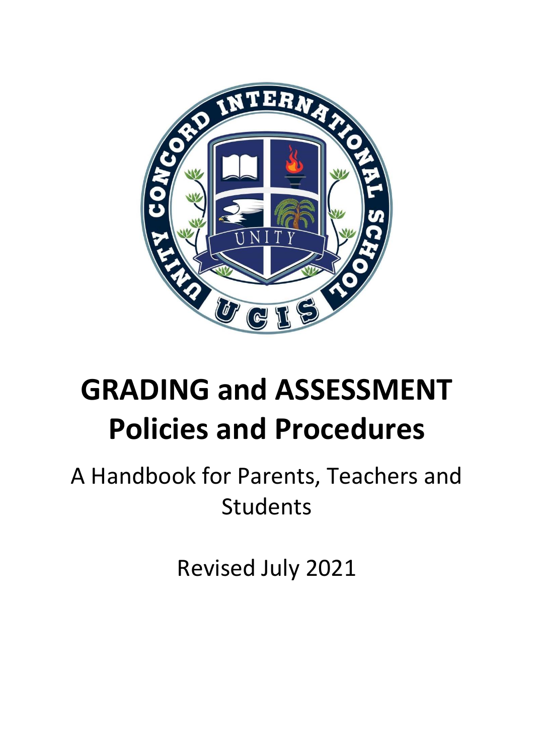# GRADING and ASSESSMENT Policies and Procedures

A Handbook for Parents, Teachers and Students

Revised July 2021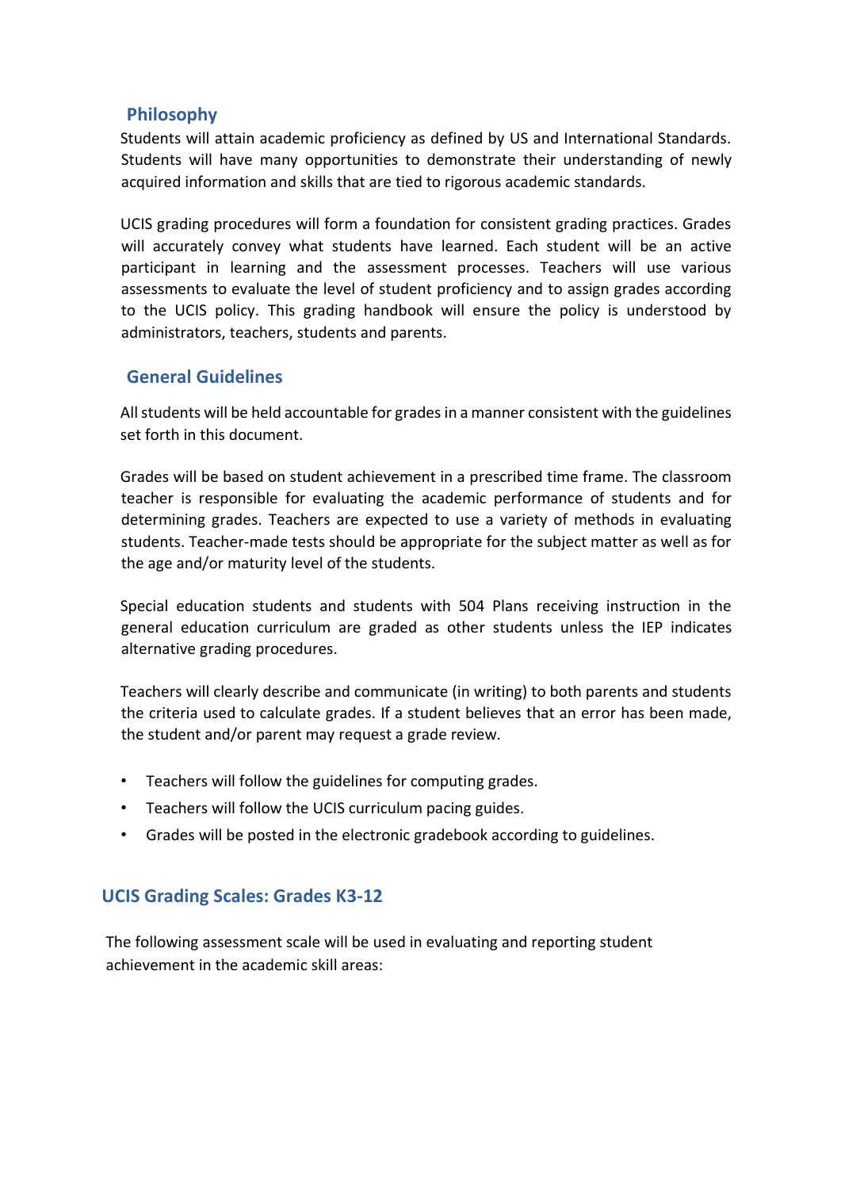## Philosophy

Students will attain academic proficiency as defined by US and International Standards. Students will have many opportunities to demonstrate their understanding of newly acquired information and skills that are tied to rigorous academic standards.

UCIS grading procedures will form a foundation for consistent grading practices. Grades will accurately convey what students have learned. Each student will be an active participant in learning and the assessment processes. Teachers will use various assessments to evaluate the level of student proficiency and to assign grades according to the UCIS policy. This grading handbook will ensure the policy is understood by administrators, teachers, students and parents.

## General Guidelines

All students will be held accountable for grades in a manner consistent with the guidelines set forth in this document.

Grades will be based on student achievement in a prescribed time frame. The classroom teacher is responsible for evaluating the academic performance of students and for determining grades. Teachers are expected to use a variety of methods in evaluating students. Teacher-made tests should be appropriate for the subject matter as well as for the age and/or maturity level of the students.

Special education students and students with 504 Plans receiving instruction in the general education curriculum are graded as other students unless the IEP indicates alternative grading procedures.

Teachers will clearly describe and communicate (in writing) to both parents and students the criteria used to calculate grades. If a student believes that an error has been made, the student and/or parent may request a grade review.

- Teachers will follow the guidelines for computing grades.
- Teachers will follow the UCIS curriculum pacing guides.
- Grades will be posted in the electronic gradebook according to guidelines.

## UCIS Grading Scales: Grades K3-12

The following assessment scale will be used in evaluating and reporting student achievement in the academic skill areas: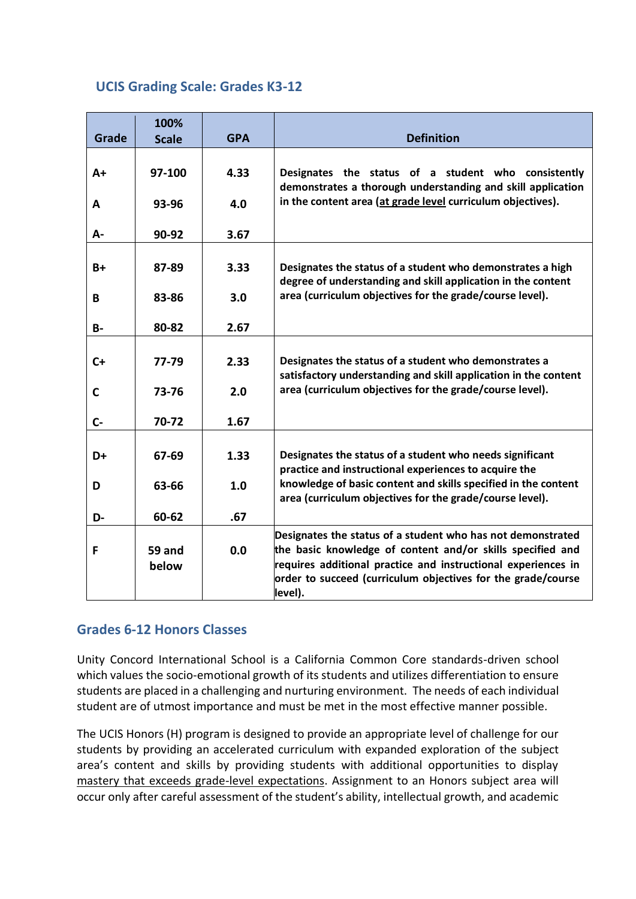## UCIS Grading Scale: Grades K3-12

| Grade | 100% Scale | GPA | Definition |
|---|---|---|---|
| **A+** | **97-100** | **4.33** | **Designates the status of a student who consistently demonstrates a thorough understanding and skill application in the content area (<u>at grade level</u> curriculum objectives).** |
| **A** | **93-96** | **4.0** | |
| **A-** | **90-92** | **3.67** | |
| **B+** | **87-89** | **3.33** | **Designates the status of a student who demonstrates a high degree of understanding and skill application in the content area (curriculum objectives for the grade/course level).** |
| **B** | **83-86** | **3.0** | |
| **B-** | **80-82** | **2.67** | |
| **C+** | **77-79** | **2.33** | **Designates the status of a student who demonstrates a satisfactory understanding and skill application in the content area (curriculum objectives for the grade/course level).** |
| **C** | **73-76** | **2.0** | |
| **C-** | **70-72** | **1.67** | |
| **D+** | **67-69** | **1.33** | **Designates the status of a student who needs significant practice and instructional experiences to acquire the knowledge of basic content and skills specified in the content area (curriculum objectives for the grade/course level).** |
| **D** | **63-66** | **1.0** | |
| **D-** | **60-62** | **.67** | |
| **F** | **59 and below** | **0.0** | **Designates the status of a student who has not demonstrated the basic knowledge of content and/or skills specified and requires additional practice and instructional experiences in order to succeed (curriculum objectives for the grade/course level).** |

## Grades 6-12 Honors Classes

Unity Concord International School is a California Common Core standards-driven school which values the socio-emotional growth of its students and utilizes differentiation to ensure students are placed in a challenging and nurturing environment. The needs of each individual student are of utmost importance and must be met in the most effective manner possible.

The UCIS Honors (H) program is designed to provide an appropriate level of challenge for our students by providing an accelerated curriculum with expanded exploration of the subject area's content and skills by providing students with additional opportunities to display <u>mastery that exceeds grade-level expectations</u>. Assignment to an Honors subject area will occur only after careful assessment of the student's ability, intellectual growth, and academic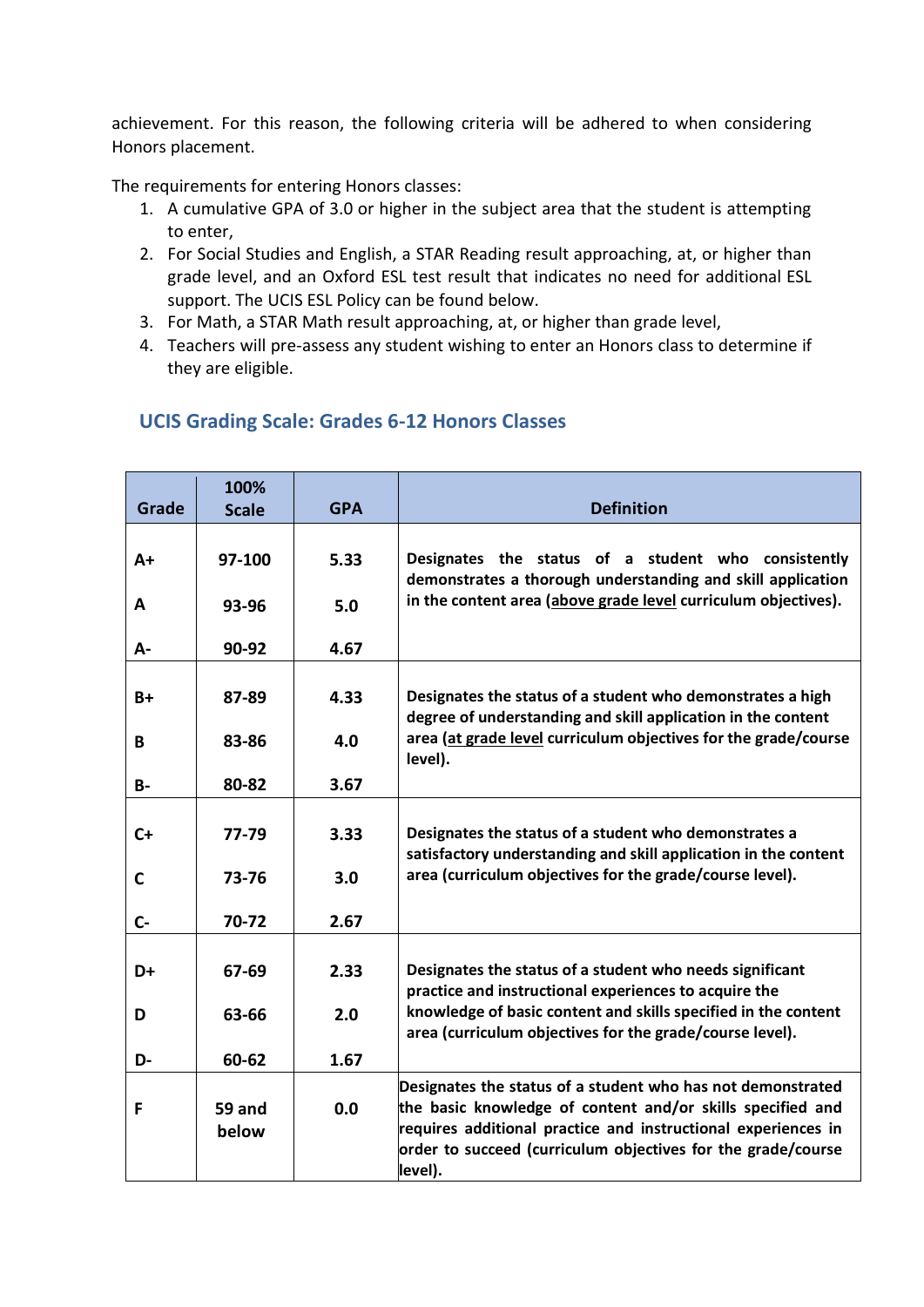achievement. For this reason, the following criteria will be adhered to when considering Honors placement.

The requirements for entering Honors classes:

1. A cumulative GPA of 3.0 or higher in the subject area that the student is attempting to enter,
2. For Social Studies and English, a STAR Reading result approaching, at, or higher than grade level, and an Oxford ESL test result that indicates no need for additional ESL support. The UCIS ESL Policy can be found below.
3. For Math, a STAR Math result approaching, at, or higher than grade level,
4. Teachers will pre-assess any student wishing to enter an Honors class to determine if they are eligible.

## UCIS Grading Scale: Grades 6-12 Honors Classes

| Grade | 100% Scale | GPA | Definition |
|---|---|---|---|
| A+ | 97-100 | 5.33 | **Designates the status of a student who consistently demonstrates a thorough understanding and skill application in the content area (above grade level curriculum objectives).** |
| A | 93-96 | 5.0 | |
| A- | 90-92 | 4.67 | |
| B+ | 87-89 | 4.33 | **Designates the status of a student who demonstrates a high degree of understanding and skill application in the content area (at grade level curriculum objectives for the grade/course level).** |
| B | 83-86 | 4.0 | |
| B- | 80-82 | 3.67 | |
| C+ | 77-79 | 3.33 | **Designates the status of a student who demonstrates a satisfactory understanding and skill application in the content area (curriculum objectives for the grade/course level).** |
| C | 73-76 | 3.0 | |
| C- | 70-72 | 2.67 | |
| D+ | 67-69 | 2.33 | **Designates the status of a student who needs significant practice and instructional experiences to acquire the knowledge of basic content and skills specified in the content area (curriculum objectives for the grade/course level).** |
| D | 63-66 | 2.0 | |
| D- | 60-62 | 1.67 | |
| F | 59 and below | 0.0 | **Designates the status of a student who has not demonstrated the basic knowledge of content and/or skills specified and requires additional practice and instructional experiences in order to succeed (curriculum objectives for the grade/course level).** |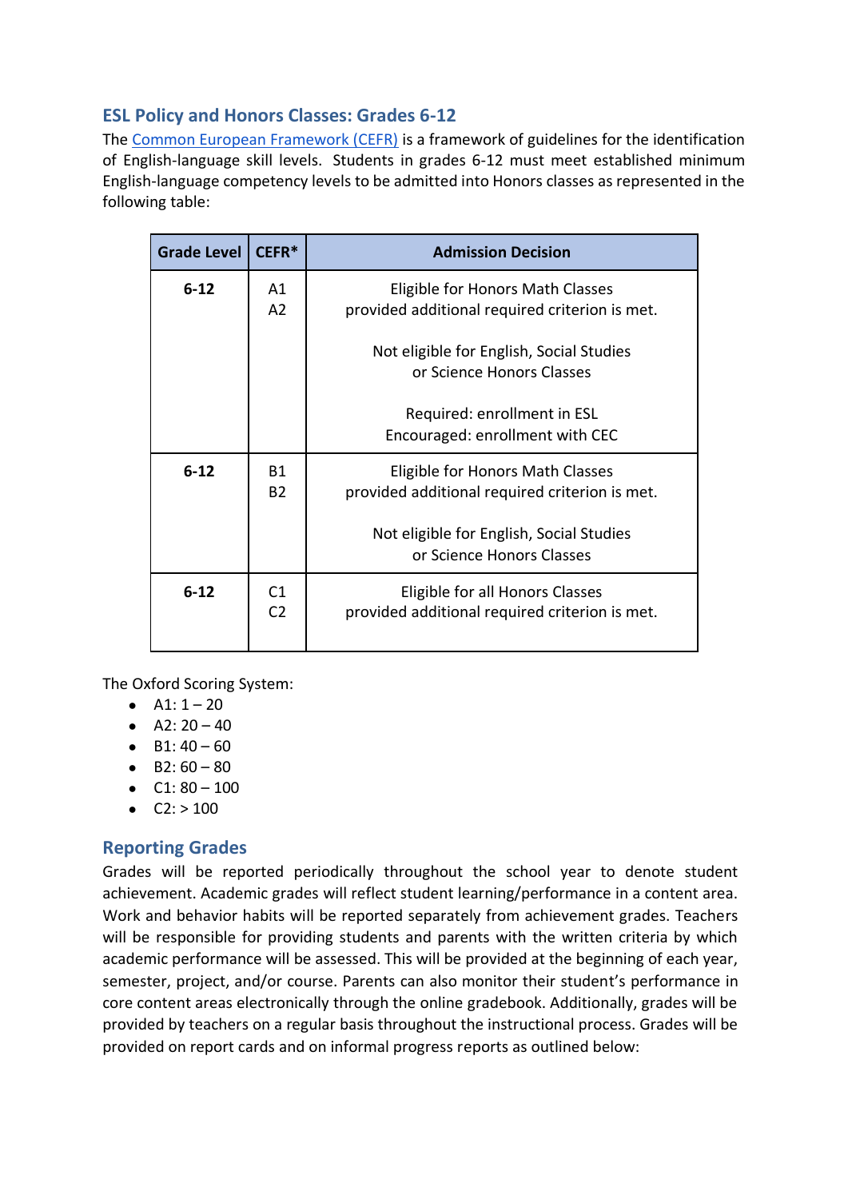## ESL Policy and Honors Classes: Grades 6-12

The [Common European Framework (CEFR)](Common European Framework (CEFR)) is a framework of guidelines for the identification of English-language skill levels. Students in grades 6-12 must meet established minimum English-language competency levels to be admitted into Honors classes as represented in the following table:

| Grade Level | CEFR* | Admission Decision |
|---|---|---|
| **6-12** | A1<br>A2 | Eligible for Honors Math Classes provided additional required criterion is met.<br><br>Not eligible for English, Social Studies or Science Honors Classes<br><br>Required: enrollment in ESL<br>Encouraged: enrollment with CEC |
| **6-12** | B1<br>B2 | Eligible for Honors Math Classes provided additional required criterion is met.<br><br>Not eligible for English, Social Studies or Science Honors Classes |
| **6-12** | C1<br>C2 | Eligible for all Honors Classes provided additional required criterion is met. |

The Oxford Scoring System:

- A1: 1 – 20
- A2: 20 – 40
- B1: 40 – 60
- B2: 60 – 80
- C1: 80 – 100
- C2: > 100

## Reporting Grades

Grades will be reported periodically throughout the school year to denote student achievement. Academic grades will reflect student learning/performance in a content area. Work and behavior habits will be reported separately from achievement grades. Teachers will be responsible for providing students and parents with the written criteria by which academic performance will be assessed. This will be provided at the beginning of each year, semester, project, and/or course. Parents can also monitor their student's performance in core content areas electronically through the online gradebook. Additionally, grades will be provided by teachers on a regular basis throughout the instructional process. Grades will be provided on report cards and on informal progress reports as outlined below: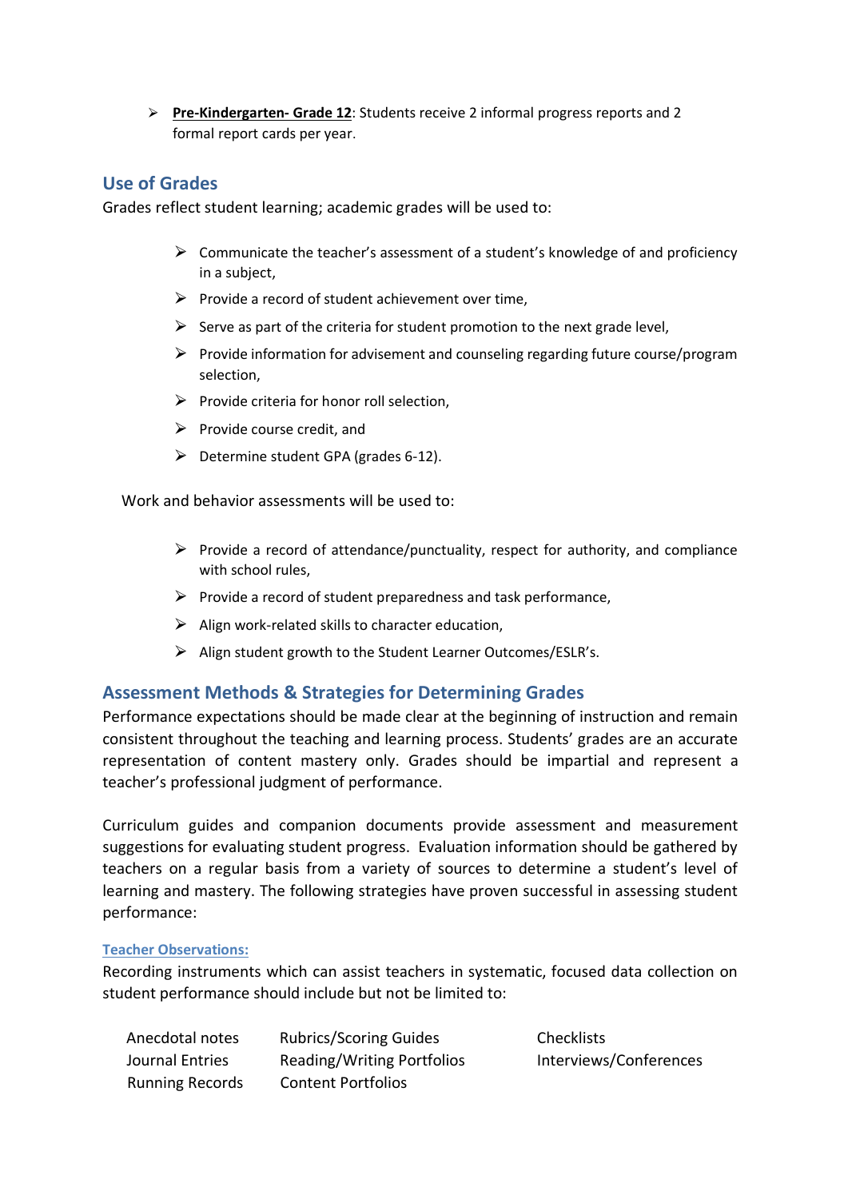- **<u>Pre-Kindergarten- Grade 12</u>**: Students receive 2 informal progress reports and 2 formal report cards per year.

## Use of Grades

Grades reflect student learning; academic grades will be used to:

- Communicate the teacher's assessment of a student's knowledge of and proficiency in a subject,
- Provide a record of student achievement over time,
- Serve as part of the criteria for student promotion to the next grade level,
- Provide information for advisement and counseling regarding future course/program selection,
- Provide criteria for honor roll selection,
- Provide course credit, and
- Determine student GPA (grades 6-12).

Work and behavior assessments will be used to:

- Provide a record of attendance/punctuality, respect for authority, and compliance with school rules,
- Provide a record of student preparedness and task performance,
- Align work-related skills to character education,
- Align student growth to the Student Learner Outcomes/ESLR's.

## Assessment Methods & Strategies for Determining Grades

Performance expectations should be made clear at the beginning of instruction and remain consistent throughout the teaching and learning process. Students' grades are an accurate representation of content mastery only. Grades should be impartial and represent a teacher's professional judgment of performance.

Curriculum guides and companion documents provide assessment and measurement suggestions for evaluating student progress. Evaluation information should be gathered by teachers on a regular basis from a variety of sources to determine a student's level of learning and mastery. The following strategies have proven successful in assessing student performance:

### <u>Teacher Observations:</u>

Recording instruments which can assist teachers in systematic, focused data collection on student performance should include but not be limited to:

| | | |
|---|---|---|
| Anecdotal notes | Rubrics/Scoring Guides | Checklists |
| Journal Entries | Reading/Writing Portfolios | Interviews/Conferences |
| Running Records | Content Portfolios | |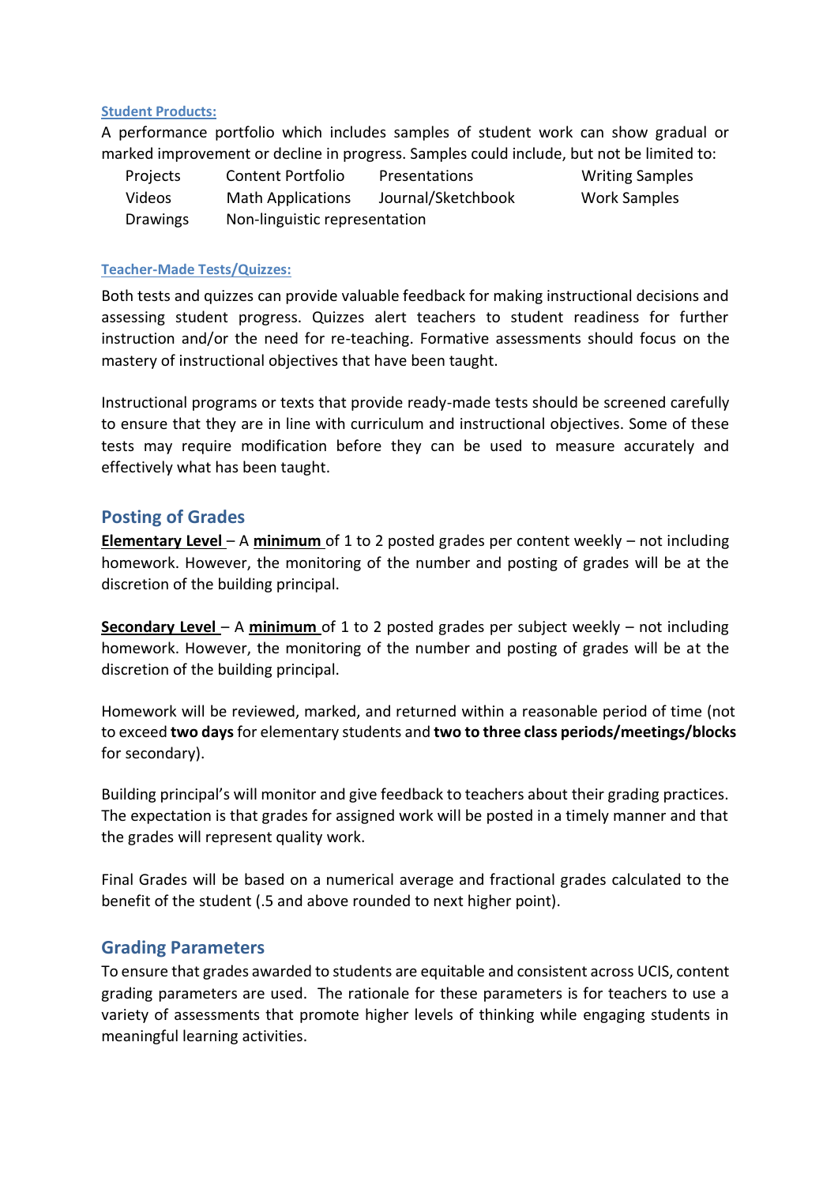**Student Products:**

A performance portfolio which includes samples of student work can show gradual or marked improvement or decline in progress. Samples could include, but not be limited to:

| | | | |
|---|---|---|---|
| Projects | Content Portfolio | Presentations | Writing Samples |
| Videos | Math Applications | Journal/Sketchbook | Work Samples |
| Drawings | Non-linguistic representation | | |

**Teacher-Made Tests/Quizzes:**

Both tests and quizzes can provide valuable feedback for making instructional decisions and assessing student progress. Quizzes alert teachers to student readiness for further instruction and/or the need for re-teaching. Formative assessments should focus on the mastery of instructional objectives that have been taught.

Instructional programs or texts that provide ready-made tests should be screened carefully to ensure that they are in line with curriculum and instructional objectives. Some of these tests may require modification before they can be used to measure accurately and effectively what has been taught.

## Posting of Grades

**Elementary Level** – A **minimum** of 1 to 2 posted grades per content weekly – not including homework. However, the monitoring of the number and posting of grades will be at the discretion of the building principal.

**Secondary Level** – A **minimum** of 1 to 2 posted grades per subject weekly – not including homework. However, the monitoring of the number and posting of grades will be at the discretion of the building principal.

Homework will be reviewed, marked, and returned within a reasonable period of time (not to exceed **two days** for elementary students and **two to three class periods/meetings/blocks** for secondary).

Building principal's will monitor and give feedback to teachers about their grading practices. The expectation is that grades for assigned work will be posted in a timely manner and that the grades will represent quality work.

Final Grades will be based on a numerical average and fractional grades calculated to the benefit of the student (.5 and above rounded to next higher point).

## Grading Parameters

To ensure that grades awarded to students are equitable and consistent across UCIS, content grading parameters are used. The rationale for these parameters is for teachers to use a variety of assessments that promote higher levels of thinking while engaging students in meaningful learning activities.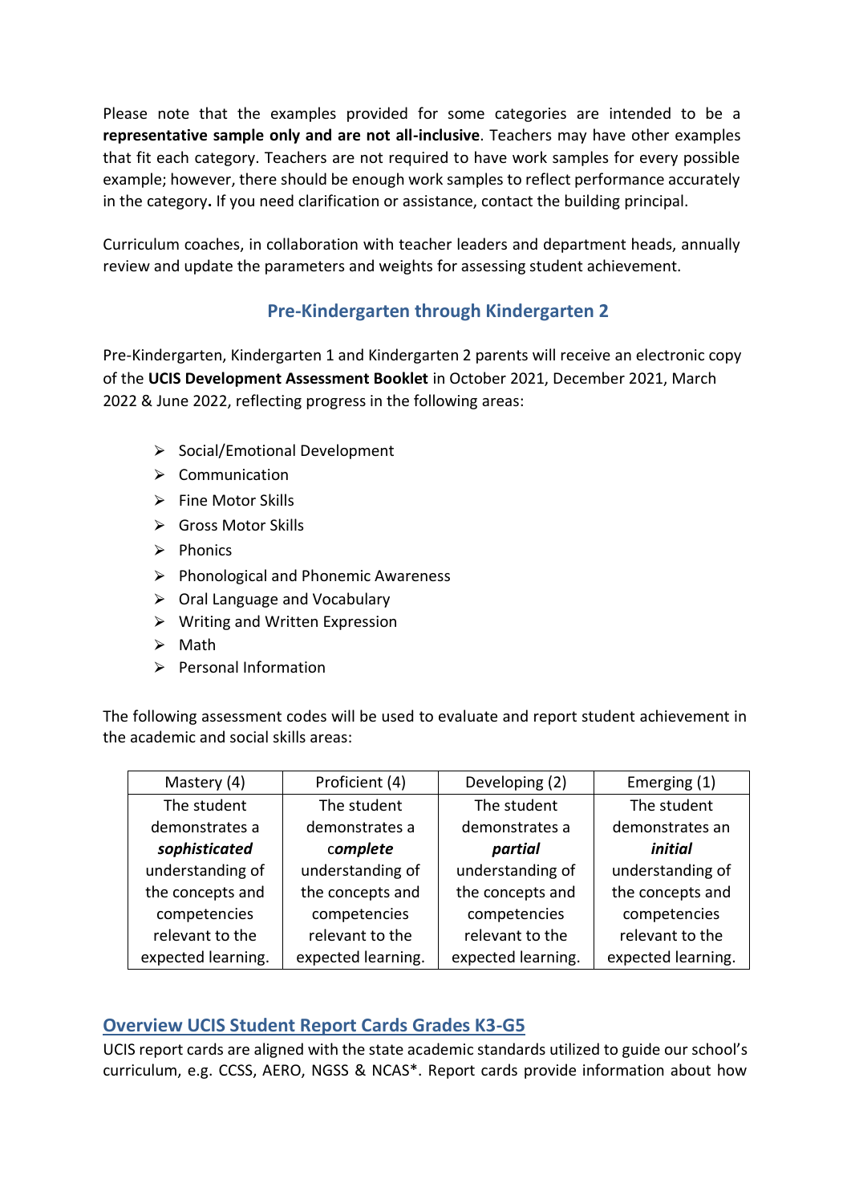Please note that the examples provided for some categories are intended to be a **representative sample only and are not all-inclusive**. Teachers may have other examples that fit each category. Teachers are not required to have work samples for every possible example; however, there should be enough work samples to reflect performance accurately in the category**.** If you need clarification or assistance, contact the building principal.

Curriculum coaches, in collaboration with teacher leaders and department heads, annually review and update the parameters and weights for assessing student achievement.

## Pre-Kindergarten through Kindergarten 2

Pre-Kindergarten, Kindergarten 1 and Kindergarten 2 parents will receive an electronic copy of the **UCIS Development Assessment Booklet** in October 2021, December 2021, March 2022 & June 2022, reflecting progress in the following areas:

- Social/Emotional Development
- Communication
- Fine Motor Skills
- Gross Motor Skills
- Phonics
- Phonological and Phonemic Awareness
- Oral Language and Vocabulary
- Writing and Written Expression
- Math
- Personal Information

The following assessment codes will be used to evaluate and report student achievement in the academic and social skills areas:

| Mastery (4) | Proficient (4) | Developing (2) | Emerging (1) |
|---|---|---|---|
| The student demonstrates a ***sophisticated*** understanding of the concepts and competencies relevant to the expected learning. | The student demonstrates a ***complete*** understanding of the concepts and competencies relevant to the expected learning. | The student demonstrates a ***partial*** understanding of the concepts and competencies relevant to the expected learning. | The student demonstrates an ***initial*** understanding of the concepts and competencies relevant to the expected learning. |

## Overview UCIS Student Report Cards Grades K3-G5

UCIS report cards are aligned with the state academic standards utilized to guide our school's curriculum, e.g. CCSS, AERO, NGSS & NCAS*. Report cards provide information about how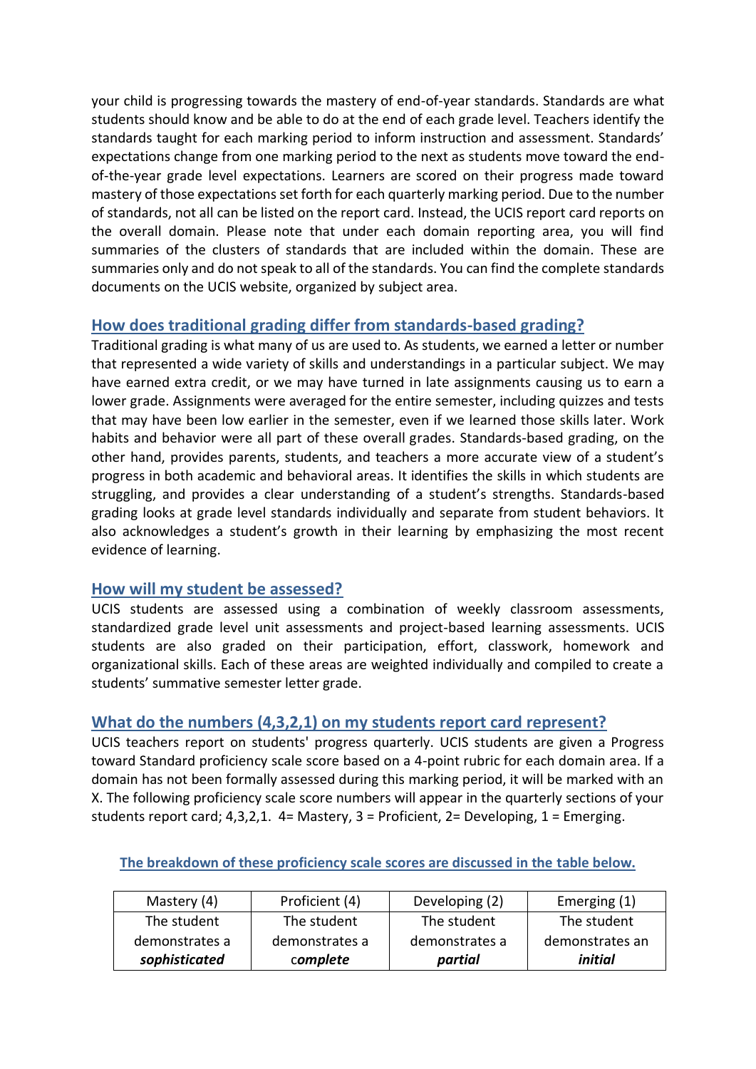your child is progressing towards the mastery of end-of-year standards. Standards are what students should know and be able to do at the end of each grade level. Teachers identify the standards taught for each marking period to inform instruction and assessment. Standards' expectations change from one marking period to the next as students move toward the end-of-the-year grade level expectations. Learners are scored on their progress made toward mastery of those expectations set forth for each quarterly marking period. Due to the number of standards, not all can be listed on the report card. Instead, the UCIS report card reports on the overall domain. Please note that under each domain reporting area, you will find summaries of the clusters of standards that are included within the domain. These are summaries only and do not speak to all of the standards. You can find the complete standards documents on the UCIS website, organized by subject area.

## How does traditional grading differ from standards-based grading?

Traditional grading is what many of us are used to. As students, we earned a letter or number that represented a wide variety of skills and understandings in a particular subject. We may have earned extra credit, or we may have turned in late assignments causing us to earn a lower grade. Assignments were averaged for the entire semester, including quizzes and tests that may have been low earlier in the semester, even if we learned those skills later. Work habits and behavior were all part of these overall grades. Standards-based grading, on the other hand, provides parents, students, and teachers a more accurate view of a student's progress in both academic and behavioral areas. It identifies the skills in which students are struggling, and provides a clear understanding of a student's strengths. Standards-based grading looks at grade level standards individually and separate from student behaviors. It also acknowledges a student's growth in their learning by emphasizing the most recent evidence of learning.

## How will my student be assessed?

UCIS students are assessed using a combination of weekly classroom assessments, standardized grade level unit assessments and project-based learning assessments. UCIS students are also graded on their participation, effort, classwork, homework and organizational skills. Each of these areas are weighted individually and compiled to create a students' summative semester letter grade.

## What do the numbers (4,3,2,1) on my students report card represent?

UCIS teachers report on students' progress quarterly. UCIS students are given a Progress toward Standard proficiency scale score based on a 4-point rubric for each domain area. If a domain has not been formally assessed during this marking period, it will be marked with an X. The following proficiency scale score numbers will appear in the quarterly sections of your students report card; 4,3,2,1. 4= Mastery, 3 = Proficient, 2= Developing, 1 = Emerging.

**The breakdown of these proficiency scale scores are discussed in the table below.**

| Mastery (4) | Proficient (4) | Developing (2) | Emerging (1) |
|---|---|---|---|
| The student demonstrates a ***sophisticated*** | The student demonstrates a c***omplete*** | The student demonstrates a ***partial*** | The student demonstrates an ***initial*** |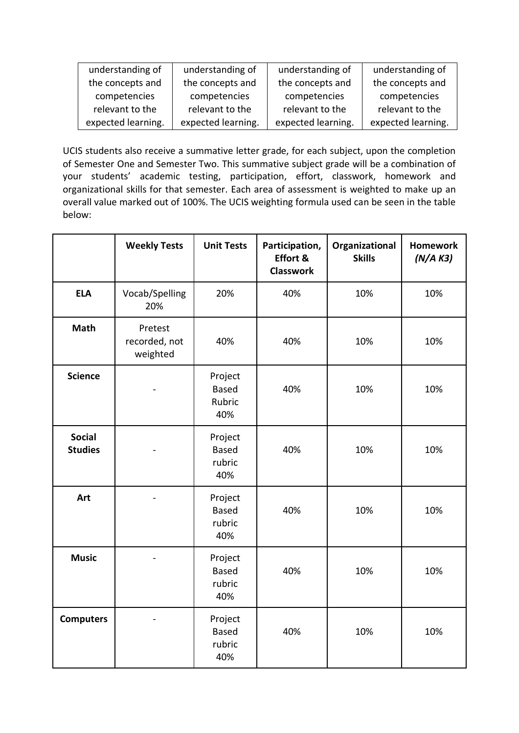| understanding of the concepts and competencies relevant to the expected learning. | understanding of the concepts and competencies relevant to the expected learning. | understanding of the concepts and competencies relevant to the expected learning. | understanding of the concepts and competencies relevant to the expected learning. |
|---|---|---|---|

UCIS students also receive a summative letter grade, for each subject, upon the completion of Semester One and Semester Two. This summative subject grade will be a combination of your students' academic testing, participation, effort, classwork, homework and organizational skills for that semester. Each area of assessment is weighted to make up an overall value marked out of 100%. The UCIS weighting formula used can be seen in the table below:

| | **Weekly Tests** | **Unit Tests** | **Participation, Effort & Classwork** | **Organizational Skills** | **Homework *(N/A K3)*** |
|---|---|---|---|---|---|
| **ELA** | Vocab/Spelling 20% | 20% | 40% | 10% | 10% |
| **Math** | Pretest recorded, not weighted | 40% | 40% | 10% | 10% |
| **Science** | - | Project Based Rubric 40% | 40% | 10% | 10% |
| **Social Studies** | - | Project Based rubric 40% | 40% | 10% | 10% |
| **Art** | - | Project Based rubric 40% | 40% | 10% | 10% |
| **Music** | - | Project Based rubric 40% | 40% | 10% | 10% |
| **Computers** | - | Project Based rubric 40% | 40% | 10% | 10% |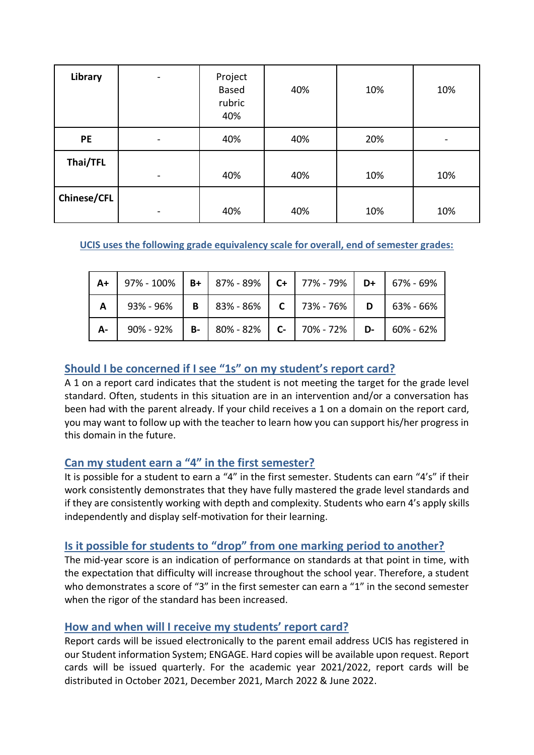| Library | - | Project Based rubric 40% | 40% | 10% | 10% |
|---|---|---|---|---|---|
| PE | - | 40% | 40% | 20% | - |
| Thai/TFL | - | 40% | 40% | 10% | 10% |
| Chinese/CFL | - | 40% | 40% | 10% | 10% |

**UCIS uses the following grade equivalency scale for overall, end of semester grades:**

| A+ | 97% - 100% | B+ | 87% - 89% | C+ | 77% - 79% | D+ | 67% - 69% |
|---|---|---|---|---|---|---|---|
| A | 93% - 96% | B | 83% - 86% | C | 73% - 76% | D | 63% - 66% |
| A- | 90% - 92% | B- | 80% - 82% | C- | 70% - 72% | D- | 60% - 62% |

## Should I be concerned if I see "1s" on my student's report card?

A 1 on a report card indicates that the student is not meeting the target for the grade level standard. Often, students in this situation are in an intervention and/or a conversation has been had with the parent already. If your child receives a 1 on a domain on the report card, you may want to follow up with the teacher to learn how you can support his/her progress in this domain in the future.

## Can my student earn a "4" in the first semester?

It is possible for a student to earn a "4" in the first semester. Students can earn "4's" if their work consistently demonstrates that they have fully mastered the grade level standards and if they are consistently working with depth and complexity. Students who earn 4's apply skills independently and display self-motivation for their learning.

## Is it possible for students to "drop" from one marking period to another?

The mid-year score is an indication of performance on standards at that point in time, with the expectation that difficulty will increase throughout the school year. Therefore, a student who demonstrates a score of "3" in the first semester can earn a "1" in the second semester when the rigor of the standard has been increased.

## How and when will I receive my students' report card?

Report cards will be issued electronically to the parent email address UCIS has registered in our Student information System; ENGAGE. Hard copies will be available upon request. Report cards will be issued quarterly. For the academic year 2021/2022, report cards will be distributed in October 2021, December 2021, March 2022 & June 2022.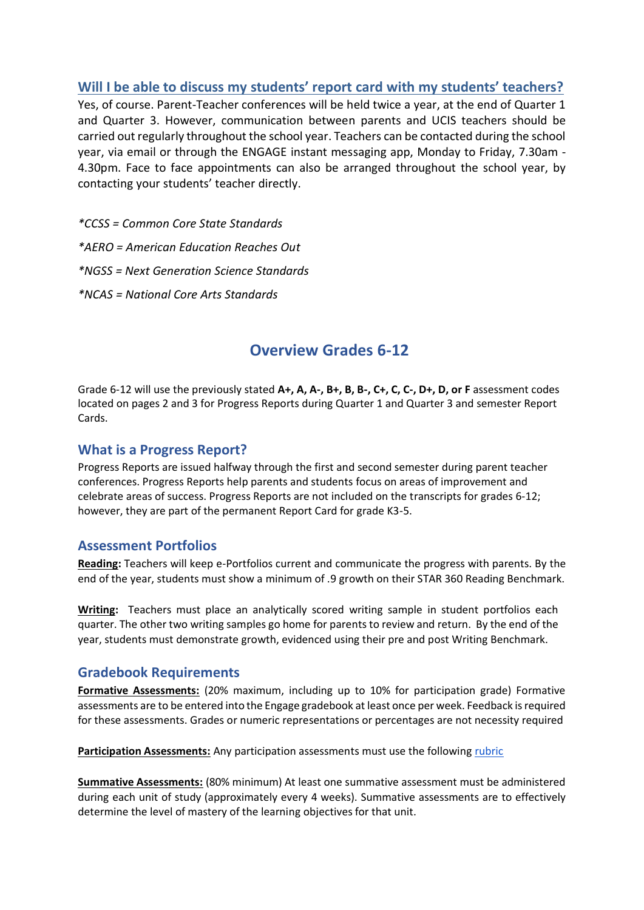## Will I be able to discuss my students' report card with my students' teachers?

Yes, of course. Parent-Teacher conferences will be held twice a year, at the end of Quarter 1 and Quarter 3. However, communication between parents and UCIS teachers should be carried out regularly throughout the school year. Teachers can be contacted during the school year, via email or through the ENGAGE instant messaging app, Monday to Friday, 7.30am - 4.30pm. Face to face appointments can also be arranged throughout the school year, by contacting your students' teacher directly.

*\*CCSS = Common Core State Standards*

*\*AERO = American Education Reaches Out*

*\*NGSS = Next Generation Science Standards*

*\*NCAS = National Core Arts Standards*

# Overview Grades 6-12

Grade 6-12 will use the previously stated **A+, A, A-, B+, B, B-, C+, C, C-, D+, D, or F** assessment codes located on pages 2 and 3 for Progress Reports during Quarter 1 and Quarter 3 and semester Report Cards.

## What is a Progress Report?

Progress Reports are issued halfway through the first and second semester during parent teacher conferences. Progress Reports help parents and students focus on areas of improvement and celebrate areas of success. Progress Reports are not included on the transcripts for grades 6-12; however, they are part of the permanent Report Card for grade K3-5.

## Assessment Portfolios

**Reading:** Teachers will keep e-Portfolios current and communicate the progress with parents. By the end of the year, students must show a minimum of .9 growth on their STAR 360 Reading Benchmark.

**Writing:** Teachers must place an analytically scored writing sample in student portfolios each quarter. The other two writing samples go home for parents to review and return. By the end of the year, students must demonstrate growth, evidenced using their pre and post Writing Benchmark.

## Gradebook Requirements

**Formative Assessments:** (20% maximum, including up to 10% for participation grade) Formative assessments are to be entered into the Engage gradebook at least once per week. Feedback is required for these assessments. Grades or numeric representations or percentages are not necessity required

**Participation Assessments:** Any participation assessments must use the following rubric

**Summative Assessments:** (80% minimum) At least one summative assessment must be administered during each unit of study (approximately every 4 weeks). Summative assessments are to effectively determine the level of mastery of the learning objectives for that unit.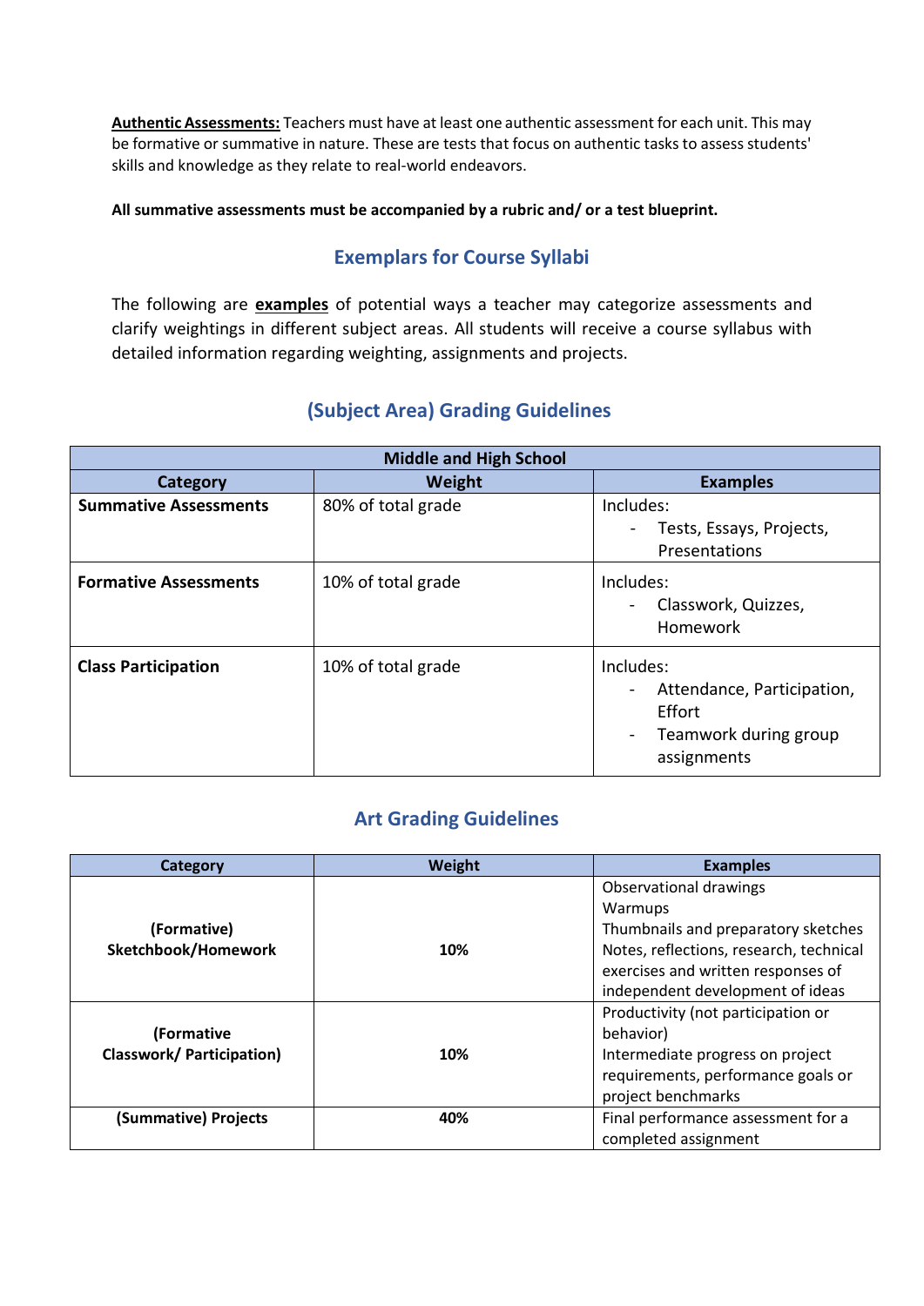**<u>Authentic Assessments:</u>** Teachers must have at least one authentic assessment for each unit. This may be formative or summative in nature. These are tests that focus on authentic tasks to assess students' skills and knowledge as they relate to real-world endeavors.

**All summative assessments must be accompanied by a rubric and/ or a test blueprint.**

## Exemplars for Course Syllabi

The following are **<u>examples</u>** of potential ways a teacher may categorize assessments and clarify weightings in different subject areas. All students will receive a course syllabus with detailed information regarding weighting, assignments and projects.

## (Subject Area) Grading Guidelines

| Middle and High School | | |
|---|---|---|
| **Category** | **Weight** | **Examples** |
| **Summative Assessments** | 80% of total grade | Includes:<br>- Tests, Essays, Projects, Presentations |
| **Formative Assessments** | 10% of total grade | Includes:<br>- Classwork, Quizzes, Homework |
| **Class Participation** | 10% of total grade | Includes:<br>- Attendance, Participation, Effort<br>- Teamwork during group assignments |

## Art Grading Guidelines

| Category | Weight | Examples |
|---|---|---|
| **(Formative) Sketchbook/Homework** | **10%** | Observational drawings<br>Warmups<br>Thumbnails and preparatory sketches<br>Notes, reflections, research, technical exercises and written responses of independent development of ideas |
| **(Formative Classwork/ Participation)** | **10%** | Productivity (not participation or behavior)<br>Intermediate progress on project requirements, performance goals or project benchmarks |
| **(Summative) Projects** | **40%** | Final performance assessment for a completed assignment |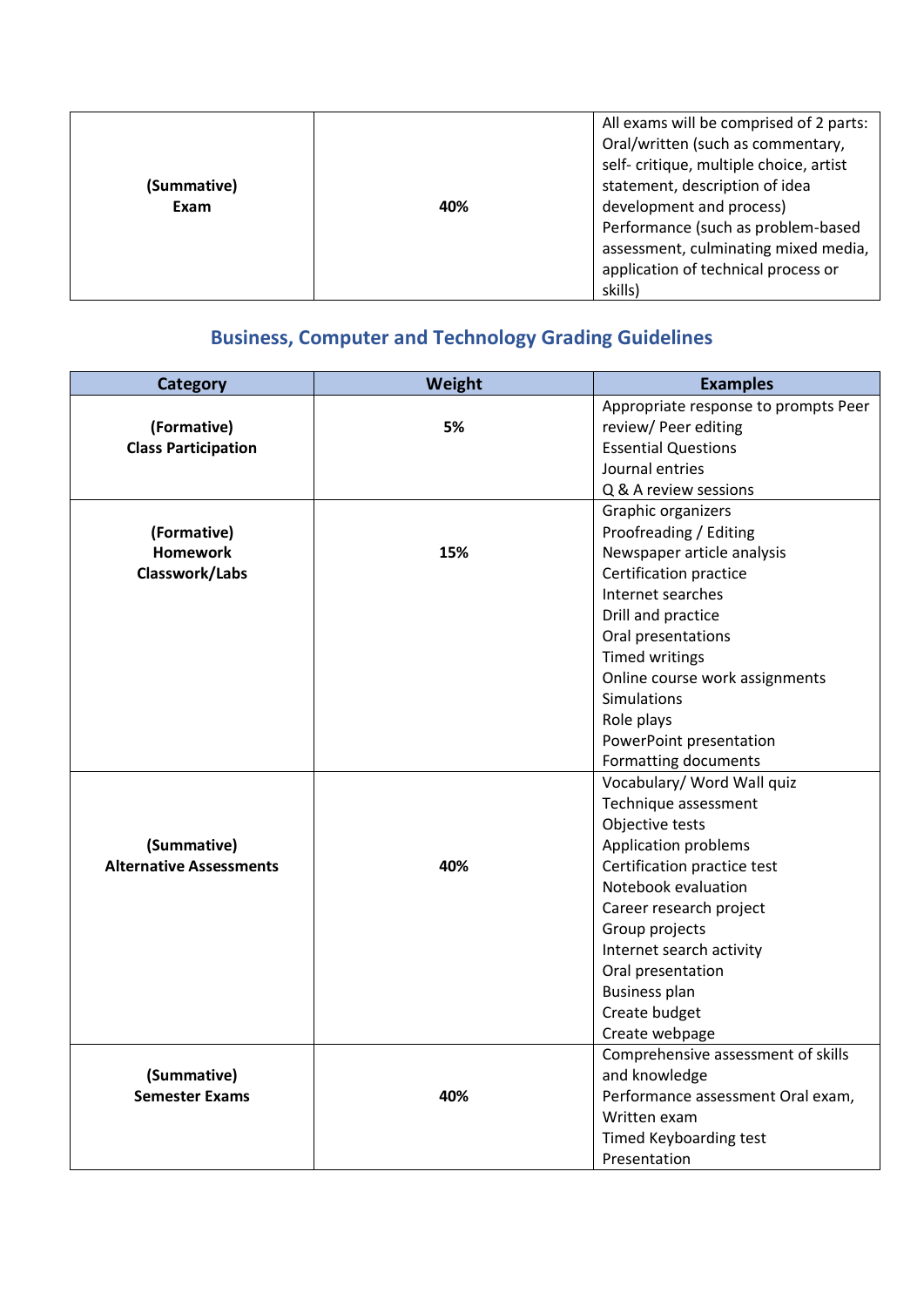| (Summative) Exam | 40% | All exams will be comprised of 2 parts: Oral/written (such as commentary, self- critique, multiple choice, artist statement, description of idea development and process) Performance (such as problem-based assessment, culminating mixed media, application of technical process or skills) |
| --- | --- | --- |

## Business, Computer and Technology Grading Guidelines

| Category | Weight | Examples |
| --- | --- | --- |
| **(Formative) Class Participation** | **5%** | Appropriate response to prompts Peer review/ Peer editing<br>Essential Questions<br>Journal entries<br>Q & A review sessions |
| **(Formative) Homework Classwork/Labs** | **15%** | Graphic organizers<br>Proofreading / Editing<br>Newspaper article analysis<br>Certification practice<br>Internet searches<br>Drill and practice<br>Oral presentations<br>Timed writings<br>Online course work assignments<br>Simulations<br>Role plays<br>PowerPoint presentation<br>Formatting documents |
| **(Summative) Alternative Assessments** | **40%** | Vocabulary/ Word Wall quiz<br>Technique assessment<br>Objective tests<br>Application problems<br>Certification practice test<br>Notebook evaluation<br>Career research project<br>Group projects<br>Internet search activity<br>Oral presentation<br>Business plan<br>Create budget<br>Create webpage |
| **(Summative) Semester Exams** | **40%** | Comprehensive assessment of skills and knowledge<br>Performance assessment Oral exam, Written exam<br>Timed Keyboarding test<br>Presentation |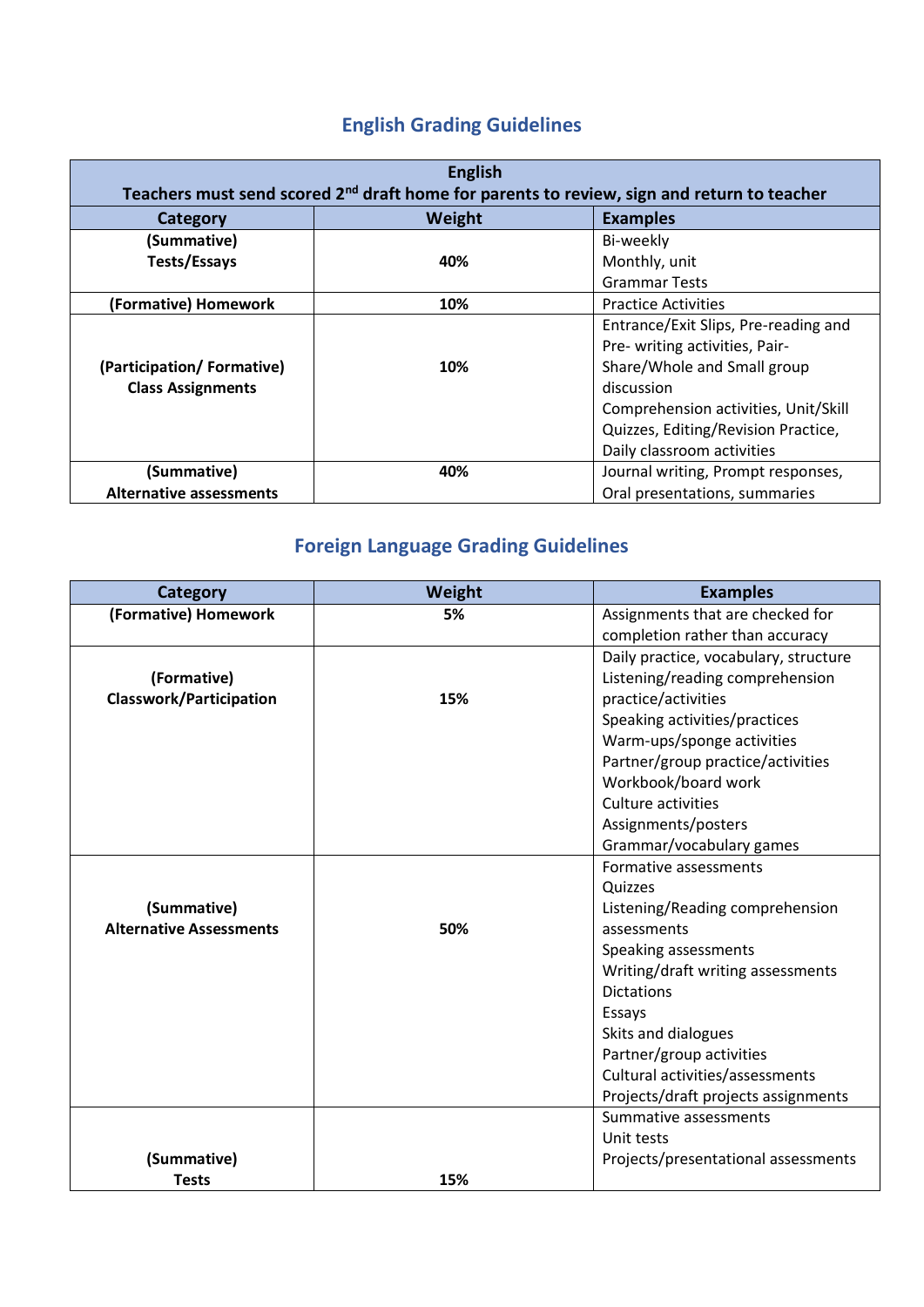## English Grading Guidelines

| English<br>Teachers must send scored 2nd draft home for parents to review, sign and return to teacher | | |
|---|---|---|
| **Category** | **Weight** | **Examples** |
| **(Summative) Tests/Essays** | **40%** | Bi-weekly<br>Monthly, unit<br>Grammar Tests |
| **(Formative) Homework** | **10%** | Practice Activities |
| **(Participation/ Formative) Class Assignments** | **10%** | Entrance/Exit Slips, Pre-reading and Pre- writing activities, Pair-Share/Whole and Small group discussion<br>Comprehension activities, Unit/Skill Quizzes, Editing/Revision Practice, Daily classroom activities |
| **(Summative) Alternative assessments** | **40%** | Journal writing, Prompt responses, Oral presentations, summaries |

## Foreign Language Grading Guidelines

| Category | Weight | Examples |
|---|---|---|
| **(Formative) Homework** | **5%** | Assignments that are checked for completion rather than accuracy |
| **(Formative) Classwork/Participation** | **15%** | Daily practice, vocabulary, structure<br>Listening/reading comprehension practice/activities<br>Speaking activities/practices<br>Warm-ups/sponge activities<br>Partner/group practice/activities<br>Workbook/board work<br>Culture activities<br>Assignments/posters<br>Grammar/vocabulary games |
| **(Summative) Alternative Assessments** | **50%** | Formative assessments<br>Quizzes<br>Listening/Reading comprehension assessments<br>Speaking assessments<br>Writing/draft writing assessments<br>Dictations<br>Essays<br>Skits and dialogues<br>Partner/group activities<br>Cultural activities/assessments<br>Projects/draft projects assignments |
| **(Summative) Tests** | **15%** | Summative assessments<br>Unit tests<br>Projects/presentational assessments |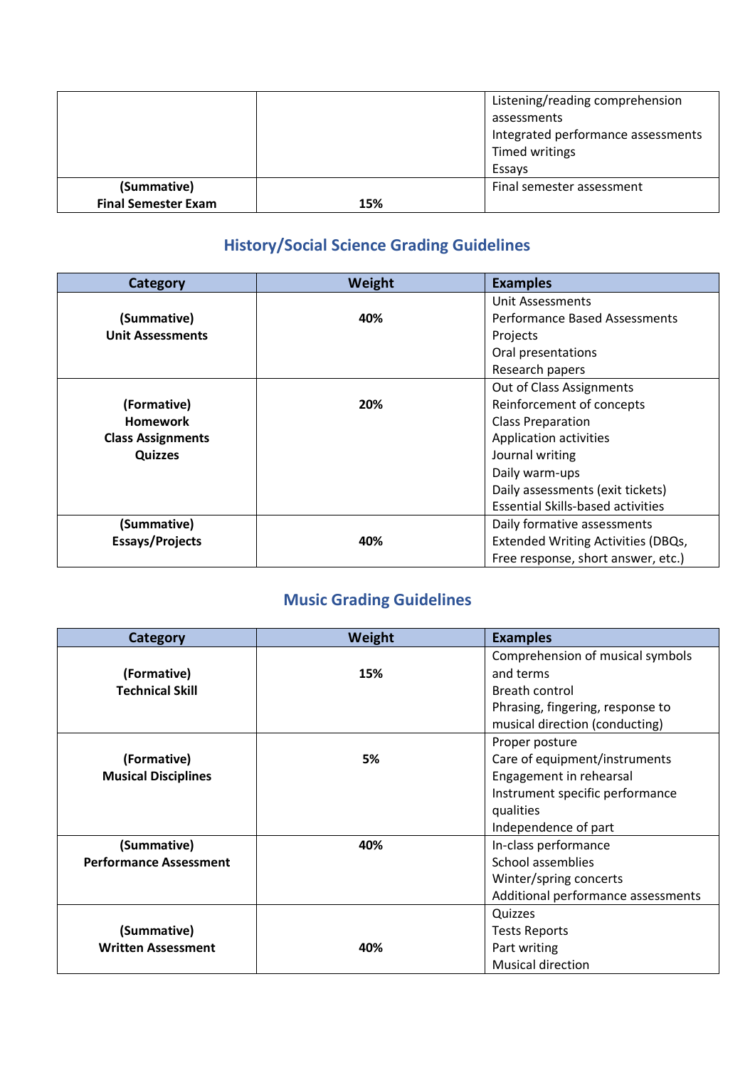| | | |
|---|---|---|
| | | Listening/reading comprehension assessments<br>Integrated performance assessments<br>Timed writings<br>Essays |
| **(Summative)**<br>**Final Semester Exam** | 15% | Final semester assessment |

## History/Social Science Grading Guidelines

| Category | Weight | Examples |
|---|---|---|
| **(Summative)**<br>**Unit Assessments** | **40%** | Unit Assessments<br>Performance Based Assessments<br>Projects<br>Oral presentations<br>Research papers |
| **(Formative)**<br>**Homework**<br>**Class Assignments**<br>**Quizzes** | **20%** | Out of Class Assignments<br>Reinforcement of concepts<br>Class Preparation<br>Application activities<br>Journal writing<br>Daily warm-ups<br>Daily assessments (exit tickets)<br>Essential Skills-based activities |
| **(Summative)**<br>**Essays/Projects** | **40%** | Daily formative assessments<br>Extended Writing Activities (DBQs, Free response, short answer, etc.) |

## Music Grading Guidelines

| Category | Weight | Examples |
|---|---|---|
| **(Formative)**<br>**Technical Skill** | **15%** | Comprehension of musical symbols and terms<br>Breath control<br>Phrasing, fingering, response to musical direction (conducting) |
| **(Formative)**<br>**Musical Disciplines** | **5%** | Proper posture<br>Care of equipment/instruments<br>Engagement in rehearsal<br>Instrument specific performance qualities<br>Independence of part |
| **(Summative)**<br>**Performance Assessment** | **40%** | In-class performance<br>School assemblies<br>Winter/spring concerts<br>Additional performance assessments |
| **(Summative)**<br>**Written Assessment** | **40%** | Quizzes<br>Tests Reports<br>Part writing<br>Musical direction |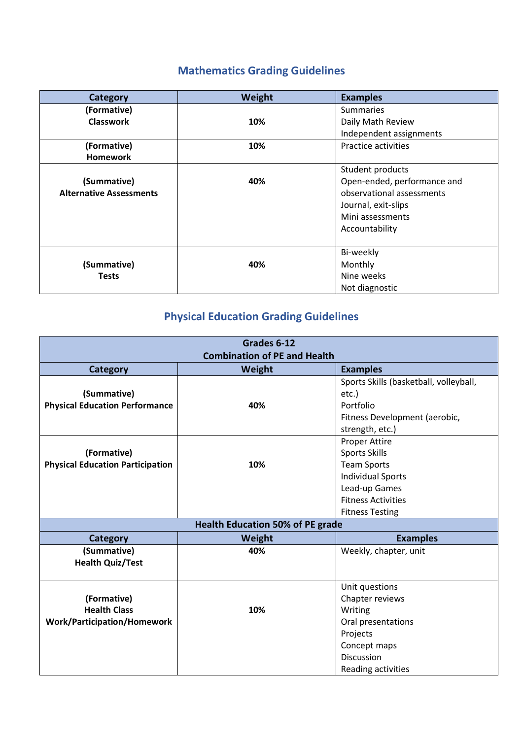## Mathematics Grading Guidelines

| Category | Weight | Examples |
|---|---|---|
| **(Formative)**<br>**Classwork** | **10%** | Summaries<br>Daily Math Review<br>Independent assignments |
| **(Formative)**<br>**Homework** | **10%** | Practice activities |
| **(Summative)**<br>**Alternative Assessments** | **40%** | Student products<br>Open-ended, performance and observational assessments<br>Journal, exit-slips<br>Mini assessments<br>Accountability |
| **(Summative)**<br>**Tests** | **40%** | Bi-weekly<br>Monthly<br>Nine weeks<br>Not diagnostic |

## Physical Education Grading Guidelines

| **Grades 6-12**<br>**Combination of PE and Health** | | |
|---|---|---|
| **Category** | **Weight** | **Examples** |
| **(Summative)**<br>**Physical Education Performance** | **40%** | Sports Skills (basketball, volleyball, etc.)<br>Portfolio<br>Fitness Development (aerobic, strength, etc.) |
| **(Formative)**<br>**Physical Education Participation** | **10%** | Proper Attire<br>Sports Skills<br>Team Sports<br>Individual Sports<br>Lead-up Games<br>Fitness Activities<br>Fitness Testing |
| **Health Education 50% of PE grade** | | |
| **Category** | **Weight** | **Examples** |
| **(Summative)**<br>**Health Quiz/Test** | **40%** | Weekly, chapter, unit |
| **(Formative)**<br>**Health Class Work/Participation/Homework** | **10%** | Unit questions<br>Chapter reviews<br>Writing<br>Oral presentations<br>Projects<br>Concept maps<br>Discussion<br>Reading activities |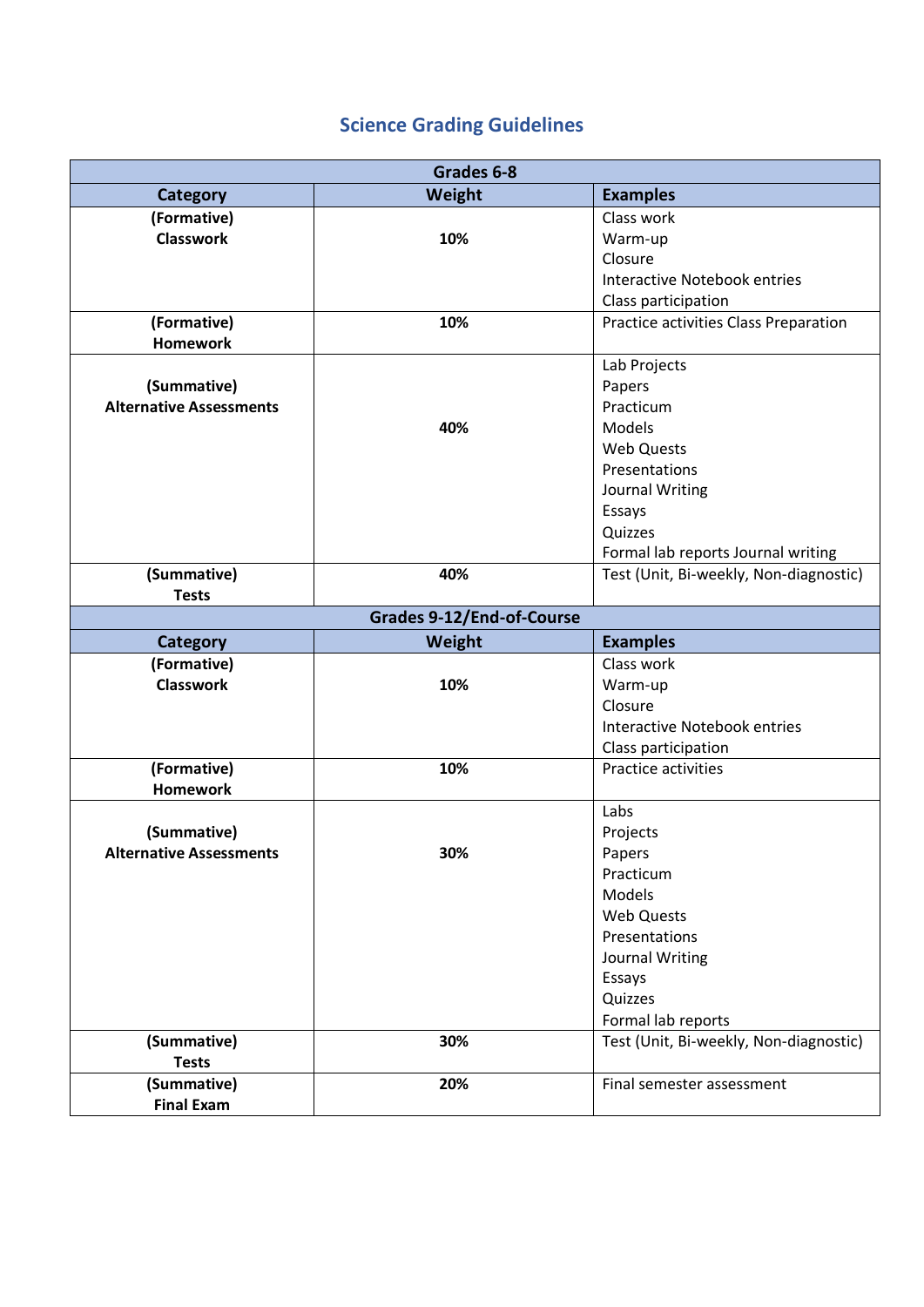# Science Grading Guidelines

| Grades 6-8 | | |
|---|---|---|
| **Category** | **Weight** | **Examples** |
| **(Formative) Classwork** | **10%** | Class work<br>Warm-up<br>Closure<br>Interactive Notebook entries<br>Class participation |
| **(Formative) Homework** | **10%** | Practice activities Class Preparation |
| **(Summative) Alternative Assessments** | **40%** | Lab Projects<br>Papers<br>Practicum<br>Models<br>Web Quests<br>Presentations<br>Journal Writing<br>Essays<br>Quizzes<br>Formal lab reports Journal writing |
| **(Summative) Tests** | **40%** | Test (Unit, Bi-weekly, Non-diagnostic) |

| Grades 9-12/End-of-Course | | |
|---|---|---|
| **Category** | **Weight** | **Examples** |
| **(Formative) Classwork** | **10%** | Class work<br>Warm-up<br>Closure<br>Interactive Notebook entries<br>Class participation |
| **(Formative) Homework** | **10%** | Practice activities |
| **(Summative) Alternative Assessments** | **30%** | Labs<br>Projects<br>Papers<br>Practicum<br>Models<br>Web Quests<br>Presentations<br>Journal Writing<br>Essays<br>Quizzes<br>Formal lab reports |
| **(Summative) Tests** | **30%** | Test (Unit, Bi-weekly, Non-diagnostic) |
| **(Summative) Final Exam** | **20%** | Final semester assessment |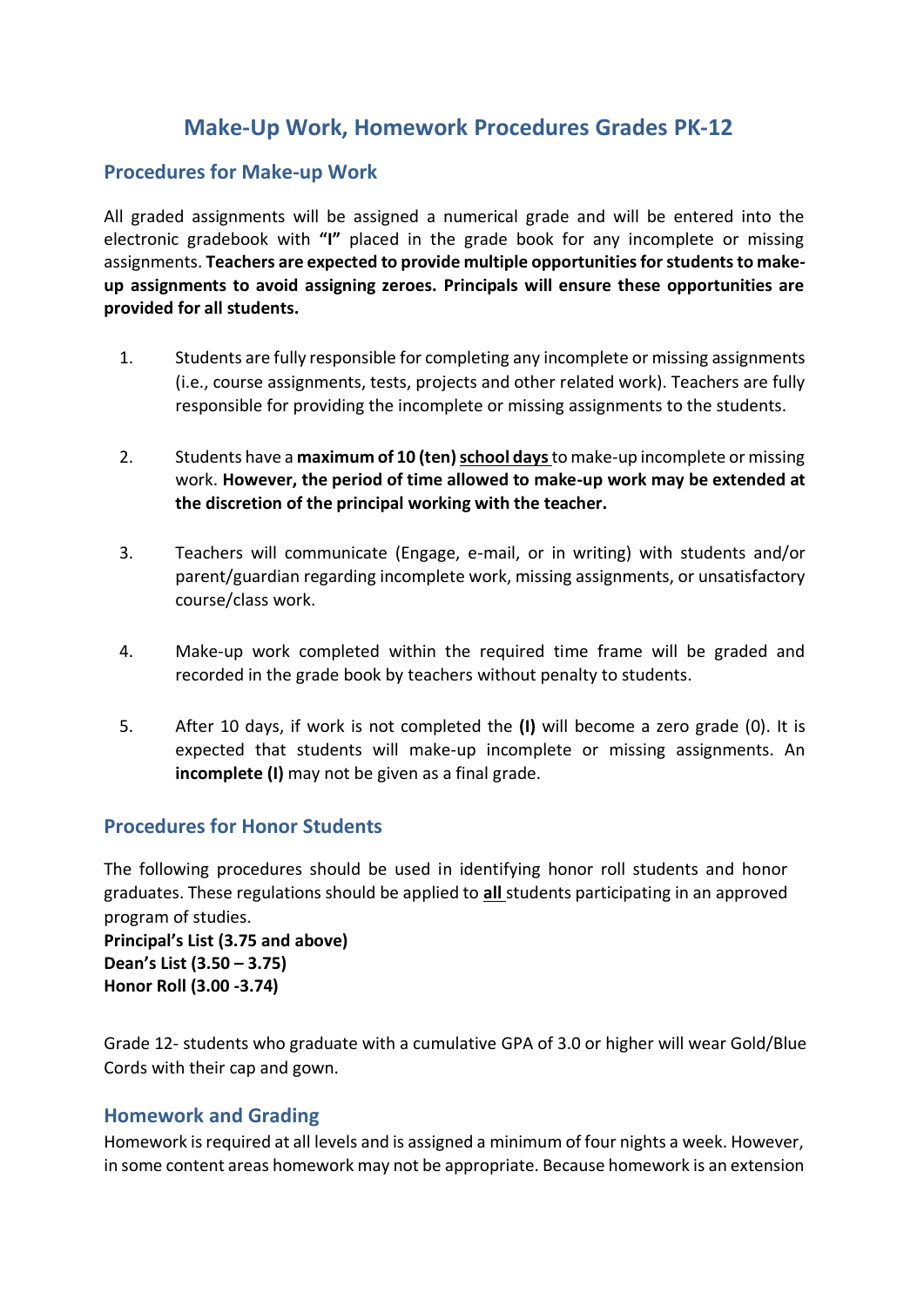# Make-Up Work, Homework Procedures Grades PK-12

## Procedures for Make-up Work

All graded assignments will be assigned a numerical grade and will be entered into the electronic gradebook with **"I"** placed in the grade book for any incomplete or missing assignments. **Teachers are expected to provide multiple opportunities for students to make-up assignments to avoid assigning zeroes. Principals will ensure these opportunities are provided for all students.**

1. Students are fully responsible for completing any incomplete or missing assignments (i.e., course assignments, tests, projects and other related work). Teachers are fully responsible for providing the incomplete or missing assignments to the students.

2. Students have a **maximum of 10 (ten)** **school days** to make-up incomplete or missing work. **However, the period of time allowed to make-up work may be extended at the discretion of the principal working with the teacher.**

3. Teachers will communicate (Engage, e-mail, or in writing) with students and/or parent/guardian regarding incomplete work, missing assignments, or unsatisfactory course/class work.

4. Make-up work completed within the required time frame will be graded and recorded in the grade book by teachers without penalty to students.

5. After 10 days, if work is not completed the **(I)** will become a zero grade (0). It is expected that students will make-up incomplete or missing assignments. An **incomplete (I)** may not be given as a final grade.

## Procedures for Honor Students

The following procedures should be used in identifying honor roll students and honor graduates. These regulations should be applied to **all** students participating in an approved program of studies.

**Principal's List (3.75 and above)**
**Dean's List (3.50 – 3.75)**
**Honor Roll (3.00 -3.74)**

Grade 12- students who graduate with a cumulative GPA of 3.0 or higher will wear Gold/Blue Cords with their cap and gown.

## Homework and Grading

Homework is required at all levels and is assigned a minimum of four nights a week. However, in some content areas homework may not be appropriate. Because homework is an extension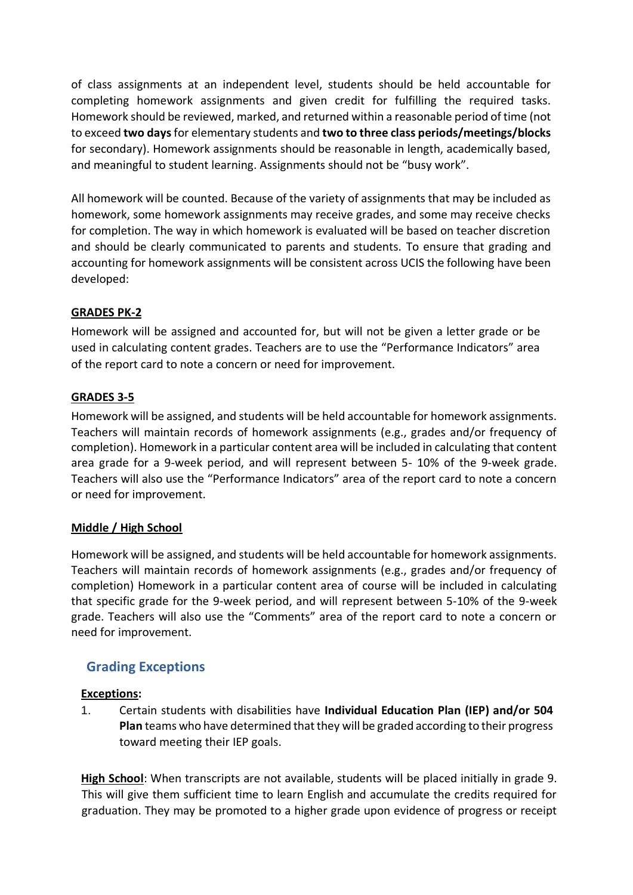of class assignments at an independent level, students should be held accountable for completing homework assignments and given credit for fulfilling the required tasks. Homework should be reviewed, marked, and returned within a reasonable period of time (not to exceed **two days** for elementary students and **two to three class periods/meetings/blocks** for secondary). Homework assignments should be reasonable in length, academically based, and meaningful to student learning. Assignments should not be "busy work".

All homework will be counted. Because of the variety of assignments that may be included as homework, some homework assignments may receive grades, and some may receive checks for completion. The way in which homework is evaluated will be based on teacher discretion and should be clearly communicated to parents and students. To ensure that grading and accounting for homework assignments will be consistent across UCIS the following have been developed:

**GRADES PK-2**

Homework will be assigned and accounted for, but will not be given a letter grade or be used in calculating content grades. Teachers are to use the "Performance Indicators" area of the report card to note a concern or need for improvement.

**GRADES 3-5**

Homework will be assigned, and students will be held accountable for homework assignments. Teachers will maintain records of homework assignments (e.g., grades and/or frequency of completion). Homework in a particular content area will be included in calculating that content area grade for a 9-week period, and will represent between 5- 10% of the 9-week grade. Teachers will also use the "Performance Indicators" area of the report card to note a concern or need for improvement.

**Middle / High School**

Homework will be assigned, and students will be held accountable for homework assignments. Teachers will maintain records of homework assignments (e.g., grades and/or frequency of completion) Homework in a particular content area of course will be included in calculating that specific grade for the 9-week period, and will represent between 5-10% of the 9-week grade. Teachers will also use the "Comments" area of the report card to note a concern or need for improvement.

## Grading Exceptions

**Exceptions:**

1. Certain students with disabilities have **Individual Education Plan (IEP) and/or 504 Plan** teams who have determined that they will be graded according to their progress toward meeting their IEP goals.

**High School**: When transcripts are not available, students will be placed initially in grade 9. This will give them sufficient time to learn English and accumulate the credits required for graduation. They may be promoted to a higher grade upon evidence of progress or receipt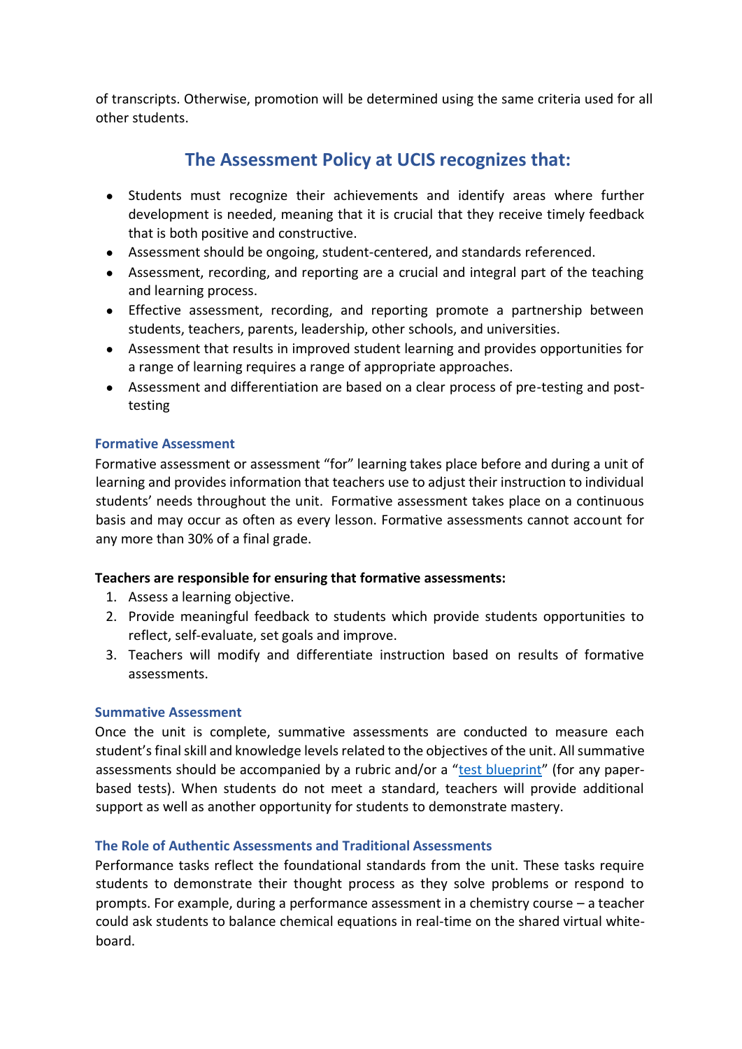of transcripts. Otherwise, promotion will be determined using the same criteria used for all other students.

## The Assessment Policy at UCIS recognizes that:

- Students must recognize their achievements and identify areas where further development is needed, meaning that it is crucial that they receive timely feedback that is both positive and constructive.
- Assessment should be ongoing, student-centered, and standards referenced.
- Assessment, recording, and reporting are a crucial and integral part of the teaching and learning process.
- Effective assessment, recording, and reporting promote a partnership between students, teachers, parents, leadership, other schools, and universities.
- Assessment that results in improved student learning and provides opportunities for a range of learning requires a range of appropriate approaches.
- Assessment and differentiation are based on a clear process of pre-testing and post-testing

### Formative Assessment

Formative assessment or assessment "for" learning takes place before and during a unit of learning and provides information that teachers use to adjust their instruction to individual students' needs throughout the unit. Formative assessment takes place on a continuous basis and may occur as often as every lesson. Formative assessments cannot account for any more than 30% of a final grade.

**Teachers are responsible for ensuring that formative assessments:**

1. Assess a learning objective.
2. Provide meaningful feedback to students which provide students opportunities to reflect, self-evaluate, set goals and improve.
3. Teachers will modify and differentiate instruction based on results of formative assessments.

### Summative Assessment

Once the unit is complete, summative assessments are conducted to measure each student's final skill and knowledge levels related to the objectives of the unit. All summative assessments should be accompanied by a rubric and/or a "test blueprint" (for any paper-based tests). When students do not meet a standard, teachers will provide additional support as well as another opportunity for students to demonstrate mastery.

### The Role of Authentic Assessments and Traditional Assessments

Performance tasks reflect the foundational standards from the unit. These tasks require students to demonstrate their thought process as they solve problems or respond to prompts. For example, during a performance assessment in a chemistry course – a teacher could ask students to balance chemical equations in real-time on the shared virtual white-board.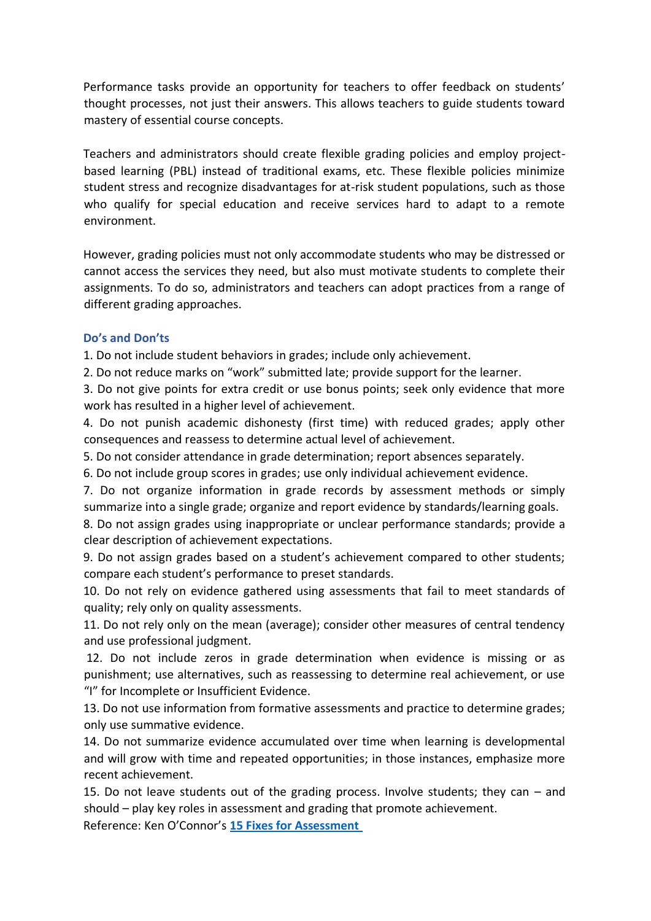Performance tasks provide an opportunity for teachers to offer feedback on students' thought processes, not just their answers. This allows teachers to guide students toward mastery of essential course concepts.

Teachers and administrators should create flexible grading policies and employ project-based learning (PBL) instead of traditional exams, etc. These flexible policies minimize student stress and recognize disadvantages for at-risk student populations, such as those who qualify for special education and receive services hard to adapt to a remote environment.

However, grading policies must not only accommodate students who may be distressed or cannot access the services they need, but also must motivate students to complete their assignments. To do so, administrators and teachers can adopt practices from a range of different grading approaches.

### Do's and Don'ts

1. Do not include student behaviors in grades; include only achievement.
2. Do not reduce marks on "work" submitted late; provide support for the learner.
3. Do not give points for extra credit or use bonus points; seek only evidence that more work has resulted in a higher level of achievement.
4. Do not punish academic dishonesty (first time) with reduced grades; apply other consequences and reassess to determine actual level of achievement.
5. Do not consider attendance in grade determination; report absences separately.
6. Do not include group scores in grades; use only individual achievement evidence.
7. Do not organize information in grade records by assessment methods or simply summarize into a single grade; organize and report evidence by standards/learning goals.
8. Do not assign grades using inappropriate or unclear performance standards; provide a clear description of achievement expectations.
9. Do not assign grades based on a student's achievement compared to other students; compare each student's performance to preset standards.
10. Do not rely on evidence gathered using assessments that fail to meet standards of quality; rely only on quality assessments.
11. Do not rely only on the mean (average); consider other measures of central tendency and use professional judgment.
12. Do not include zeros in grade determination when evidence is missing or as punishment; use alternatives, such as reassessing to determine real achievement, or use "I" for Incomplete or Insufficient Evidence.
13. Do not use information from formative assessments and practice to determine grades; only use summative evidence.
14. Do not summarize evidence accumulated over time when learning is developmental and will grow with time and repeated opportunities; in those instances, emphasize more recent achievement.
15. Do not leave students out of the grading process. Involve students; they can – and should – play key roles in assessment and grading that promote achievement.

Reference: Ken O'Connor's **15 Fixes for Assessment**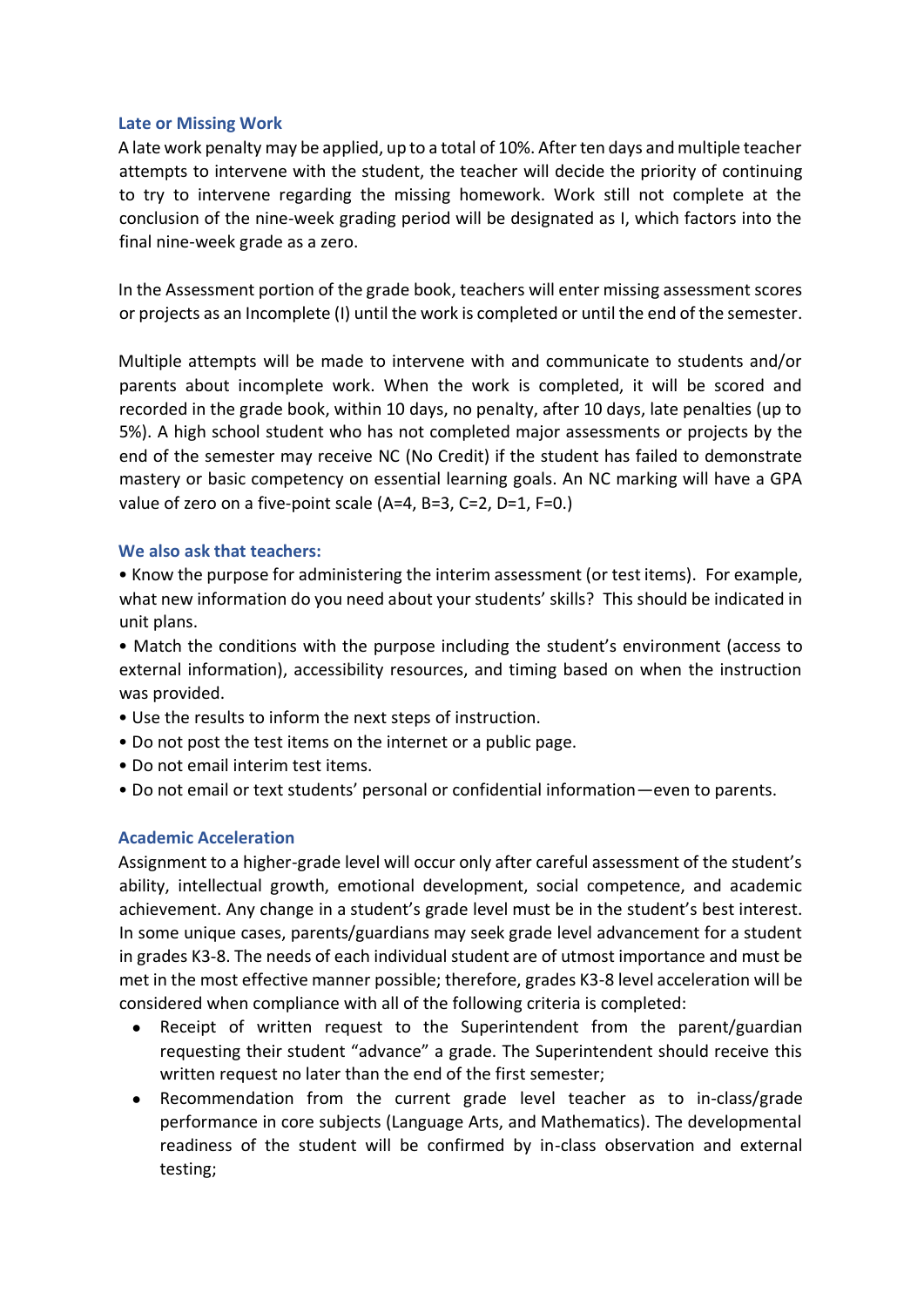### Late or Missing Work

A late work penalty may be applied, up to a total of 10%. After ten days and multiple teacher attempts to intervene with the student, the teacher will decide the priority of continuing to try to intervene regarding the missing homework. Work still not complete at the conclusion of the nine-week grading period will be designated as I, which factors into the final nine-week grade as a zero.

In the Assessment portion of the grade book, teachers will enter missing assessment scores or projects as an Incomplete (I) until the work is completed or until the end of the semester.

Multiple attempts will be made to intervene with and communicate to students and/or parents about incomplete work. When the work is completed, it will be scored and recorded in the grade book, within 10 days, no penalty, after 10 days, late penalties (up to 5%). A high school student who has not completed major assessments or projects by the end of the semester may receive NC (No Credit) if the student has failed to demonstrate mastery or basic competency on essential learning goals. An NC marking will have a GPA value of zero on a five-point scale (A=4, B=3, C=2, D=1, F=0.)

### We also ask that teachers:

• Know the purpose for administering the interim assessment (or test items). For example, what new information do you need about your students' skills? This should be indicated in unit plans.

• Match the conditions with the purpose including the student's environment (access to external information), accessibility resources, and timing based on when the instruction was provided.

• Use the results to inform the next steps of instruction.

• Do not post the test items on the internet or a public page.

• Do not email interim test items.

• Do not email or text students' personal or confidential information—even to parents.

### Academic Acceleration

Assignment to a higher-grade level will occur only after careful assessment of the student's ability, intellectual growth, emotional development, social competence, and academic achievement. Any change in a student's grade level must be in the student's best interest. In some unique cases, parents/guardians may seek grade level advancement for a student in grades K3-8. The needs of each individual student are of utmost importance and must be met in the most effective manner possible; therefore, grades K3-8 level acceleration will be considered when compliance with all of the following criteria is completed:

- Receipt of written request to the Superintendent from the parent/guardian requesting their student "advance" a grade. The Superintendent should receive this written request no later than the end of the first semester;
- Recommendation from the current grade level teacher as to in-class/grade performance in core subjects (Language Arts, and Mathematics). The developmental readiness of the student will be confirmed by in-class observation and external testing;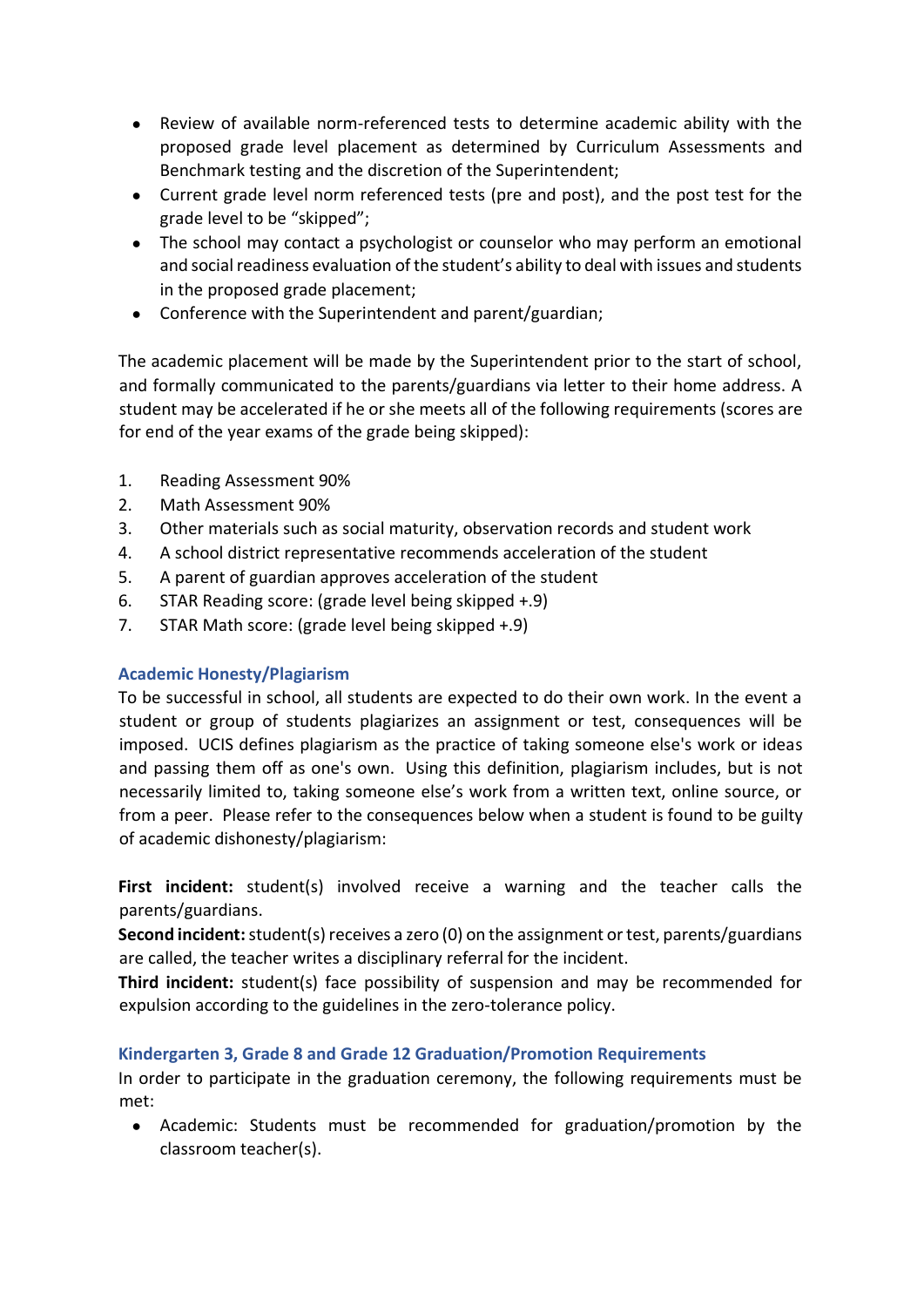- Review of available norm-referenced tests to determine academic ability with the proposed grade level placement as determined by Curriculum Assessments and Benchmark testing and the discretion of the Superintendent;
- Current grade level norm referenced tests (pre and post), and the post test for the grade level to be "skipped";
- The school may contact a psychologist or counselor who may perform an emotional and social readiness evaluation of the student's ability to deal with issues and students in the proposed grade placement;
- Conference with the Superintendent and parent/guardian;

The academic placement will be made by the Superintendent prior to the start of school, and formally communicated to the parents/guardians via letter to their home address. A student may be accelerated if he or she meets all of the following requirements (scores are for end of the year exams of the grade being skipped):

1. Reading Assessment 90%
2. Math Assessment 90%
3. Other materials such as social maturity, observation records and student work
4. A school district representative recommends acceleration of the student
5. A parent of guardian approves acceleration of the student
6. STAR Reading score: (grade level being skipped +.9)
7. STAR Math score: (grade level being skipped +.9)

### Academic Honesty/Plagiarism

To be successful in school, all students are expected to do their own work. In the event a student or group of students plagiarizes an assignment or test, consequences will be imposed. UCIS defines plagiarism as the practice of taking someone else's work or ideas and passing them off as one's own. Using this definition, plagiarism includes, but is not necessarily limited to, taking someone else's work from a written text, online source, or from a peer. Please refer to the consequences below when a student is found to be guilty of academic dishonesty/plagiarism:

**First incident:** student(s) involved receive a warning and the teacher calls the parents/guardians.
**Second incident:** student(s) receives a zero (0) on the assignment or test, parents/guardians are called, the teacher writes a disciplinary referral for the incident.
**Third incident:** student(s) face possibility of suspension and may be recommended for expulsion according to the guidelines in the zero-tolerance policy.

### Kindergarten 3, Grade 8 and Grade 12 Graduation/Promotion Requirements

In order to participate in the graduation ceremony, the following requirements must be met:

- Academic: Students must be recommended for graduation/promotion by the classroom teacher(s).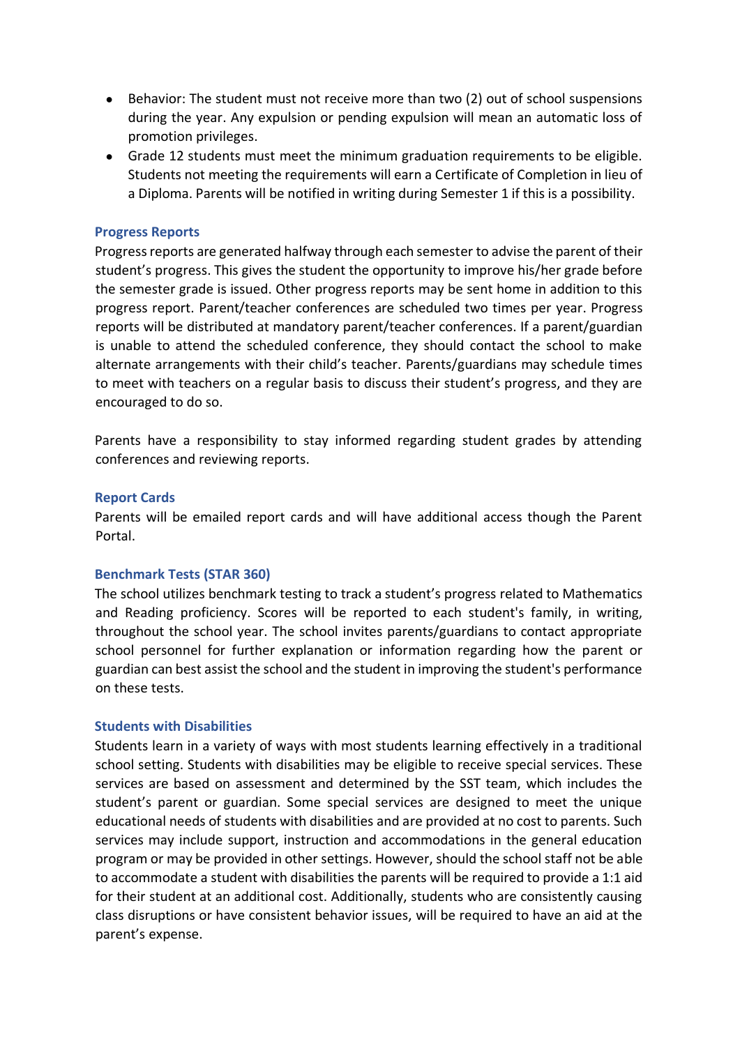- Behavior: The student must not receive more than two (2) out of school suspensions during the year. Any expulsion or pending expulsion will mean an automatic loss of promotion privileges.
- Grade 12 students must meet the minimum graduation requirements to be eligible. Students not meeting the requirements will earn a Certificate of Completion in lieu of a Diploma. Parents will be notified in writing during Semester 1 if this is a possibility.

### Progress Reports

Progress reports are generated halfway through each semester to advise the parent of their student's progress. This gives the student the opportunity to improve his/her grade before the semester grade is issued. Other progress reports may be sent home in addition to this progress report. Parent/teacher conferences are scheduled two times per year. Progress reports will be distributed at mandatory parent/teacher conferences. If a parent/guardian is unable to attend the scheduled conference, they should contact the school to make alternate arrangements with their child's teacher. Parents/guardians may schedule times to meet with teachers on a regular basis to discuss their student's progress, and they are encouraged to do so.

Parents have a responsibility to stay informed regarding student grades by attending conferences and reviewing reports.

### Report Cards

Parents will be emailed report cards and will have additional access though the Parent Portal.

### Benchmark Tests (STAR 360)

The school utilizes benchmark testing to track a student's progress related to Mathematics and Reading proficiency. Scores will be reported to each student's family, in writing, throughout the school year. The school invites parents/guardians to contact appropriate school personnel for further explanation or information regarding how the parent or guardian can best assist the school and the student in improving the student's performance on these tests.

### Students with Disabilities

Students learn in a variety of ways with most students learning effectively in a traditional school setting. Students with disabilities may be eligible to receive special services. These services are based on assessment and determined by the SST team, which includes the student's parent or guardian. Some special services are designed to meet the unique educational needs of students with disabilities and are provided at no cost to parents. Such services may include support, instruction and accommodations in the general education program or may be provided in other settings. However, should the school staff not be able to accommodate a student with disabilities the parents will be required to provide a 1:1 aid for their student at an additional cost. Additionally, students who are consistently causing class disruptions or have consistent behavior issues, will be required to have an aid at the parent's expense.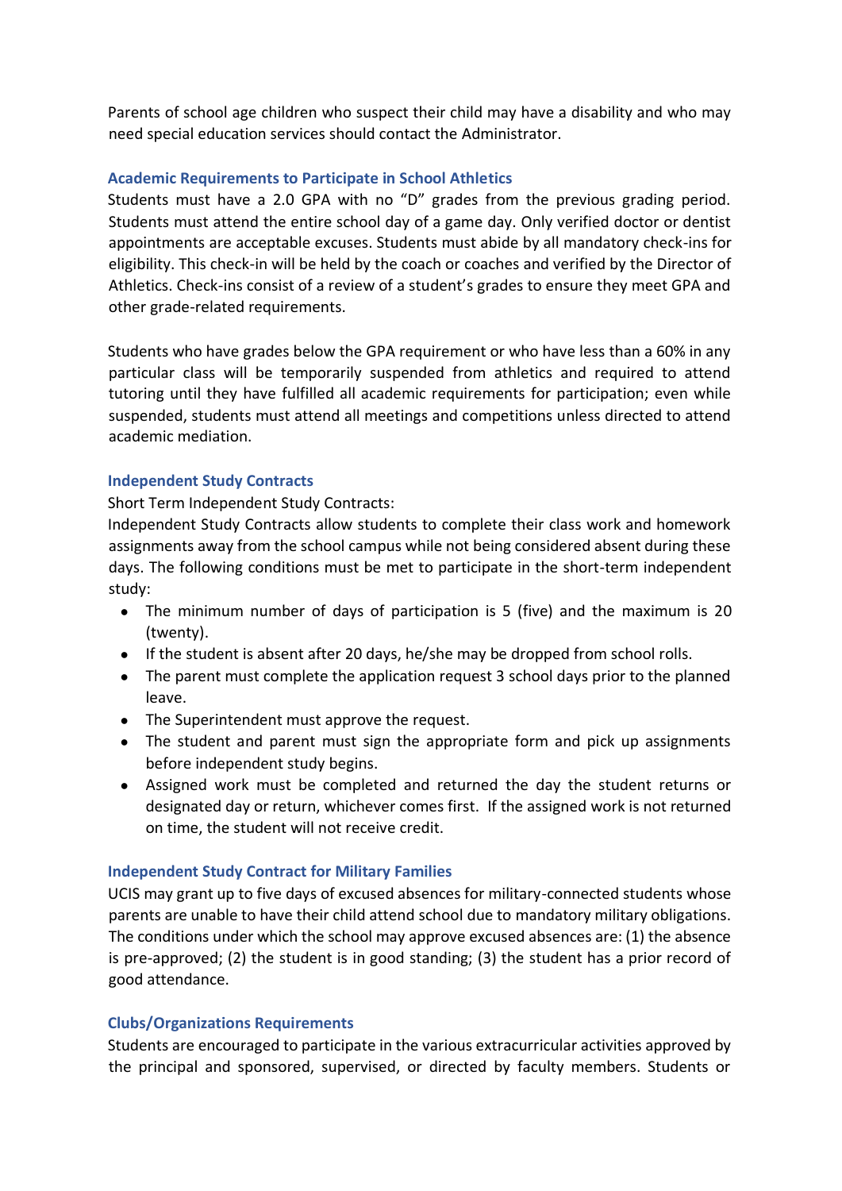Parents of school age children who suspect their child may have a disability and who may need special education services should contact the Administrator.

### Academic Requirements to Participate in School Athletics

Students must have a 2.0 GPA with no "D" grades from the previous grading period. Students must attend the entire school day of a game day. Only verified doctor or dentist appointments are acceptable excuses. Students must abide by all mandatory check-ins for eligibility. This check-in will be held by the coach or coaches and verified by the Director of Athletics. Check-ins consist of a review of a student's grades to ensure they meet GPA and other grade-related requirements.

Students who have grades below the GPA requirement or who have less than a 60% in any particular class will be temporarily suspended from athletics and required to attend tutoring until they have fulfilled all academic requirements for participation; even while suspended, students must attend all meetings and competitions unless directed to attend academic mediation.

### Independent Study Contracts

Short Term Independent Study Contracts:

Independent Study Contracts allow students to complete their class work and homework assignments away from the school campus while not being considered absent during these days. The following conditions must be met to participate in the short-term independent study:

- The minimum number of days of participation is 5 (five) and the maximum is 20 (twenty).
- If the student is absent after 20 days, he/she may be dropped from school rolls.
- The parent must complete the application request 3 school days prior to the planned leave.
- The Superintendent must approve the request.
- The student and parent must sign the appropriate form and pick up assignments before independent study begins.
- Assigned work must be completed and returned the day the student returns or designated day or return, whichever comes first. If the assigned work is not returned on time, the student will not receive credit.

### Independent Study Contract for Military Families

UCIS may grant up to five days of excused absences for military-connected students whose parents are unable to have their child attend school due to mandatory military obligations. The conditions under which the school may approve excused absences are: (1) the absence is pre-approved; (2) the student is in good standing; (3) the student has a prior record of good attendance.

### Clubs/Organizations Requirements

Students are encouraged to participate in the various extracurricular activities approved by the principal and sponsored, supervised, or directed by faculty members. Students or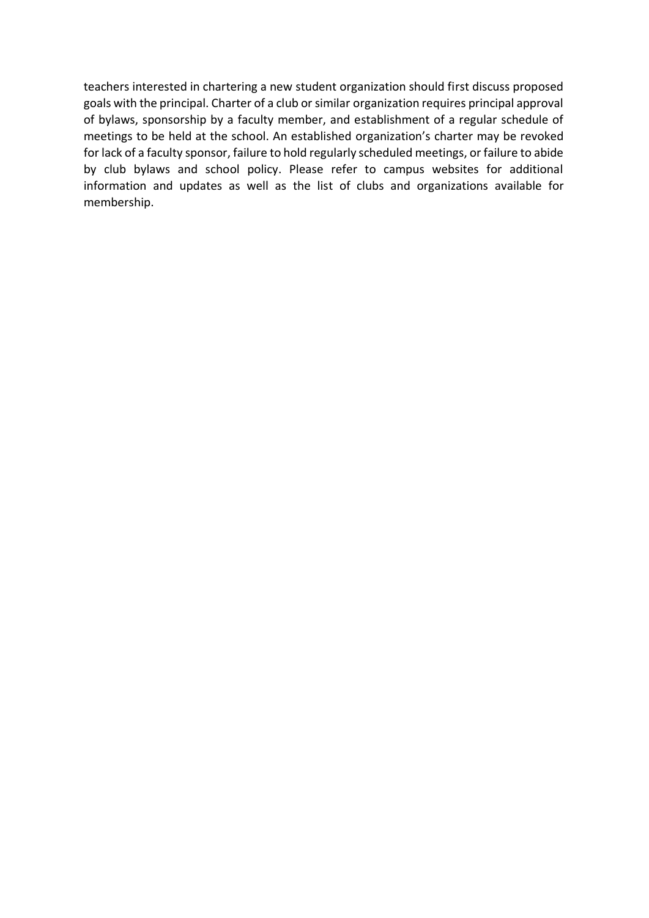teachers interested in chartering a new student organization should first discuss proposed goals with the principal. Charter of a club or similar organization requires principal approval of bylaws, sponsorship by a faculty member, and establishment of a regular schedule of meetings to be held at the school. An established organization's charter may be revoked for lack of a faculty sponsor, failure to hold regularly scheduled meetings, or failure to abide by club bylaws and school policy. Please refer to campus websites for additional information and updates as well as the list of clubs and organizations available for membership.